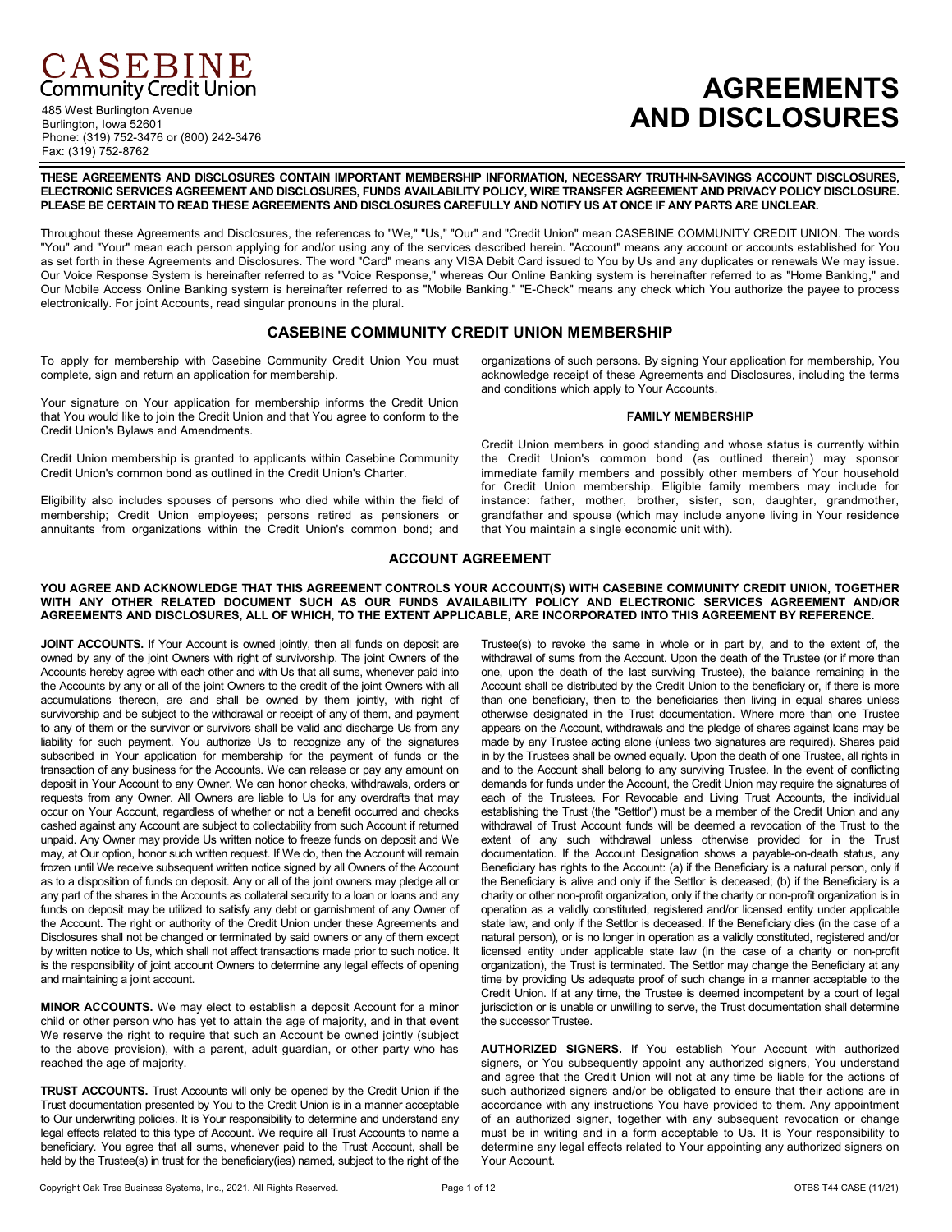# CASEBINE Community Credit Union

485 West Burlington Avenue
Burlington, Iowa 52601
Phone: (319) 752-3476 or (800) 242-3476
Fax: (319) 752-8762

# AGREEMENTS AND DISCLOSURES

**THESE AGREEMENTS AND DISCLOSURES CONTAIN IMPORTANT MEMBERSHIP INFORMATION, NECESSARY TRUTH-IN-SAVINGS ACCOUNT DISCLOSURES, ELECTRONIC SERVICES AGREEMENT AND DISCLOSURES, FUNDS AVAILABILITY POLICY, WIRE TRANSFER AGREEMENT AND PRIVACY POLICY DISCLOSURE. PLEASE BE CERTAIN TO READ THESE AGREEMENTS AND DISCLOSURES CAREFULLY AND NOTIFY US AT ONCE IF ANY PARTS ARE UNCLEAR.**

Throughout these Agreements and Disclosures, the references to "We," "Us," "Our" and "Credit Union" mean CASEBINE COMMUNITY CREDIT UNION. The words "You" and "Your" mean each person applying for and/or using any of the services described herein. "Account" means any account or accounts established for You as set forth in these Agreements and Disclosures. The word "Card" means any VISA Debit Card issued to You by Us and any duplicates or renewals We may issue. Our Voice Response System is hereinafter referred to as "Voice Response," whereas Our Online Banking system is hereinafter referred to as "Home Banking," and Our Mobile Access Online Banking system is hereinafter referred to as "Mobile Banking." "E-Check" means any check which You authorize the payee to process electronically. For joint Accounts, read singular pronouns in the plural.

## CASEBINE COMMUNITY CREDIT UNION MEMBERSHIP

To apply for membership with Casebine Community Credit Union You must complete, sign and return an application for membership.

Your signature on Your application for membership informs the Credit Union that You would like to join the Credit Union and that You agree to conform to the Credit Union's Bylaws and Amendments.

Credit Union membership is granted to applicants within Casebine Community Credit Union's common bond as outlined in the Credit Union's Charter.

Eligibility also includes spouses of persons who died while within the field of membership; Credit Union employees; persons retired as pensioners or annuitants from organizations within the Credit Union's common bond; and organizations of such persons. By signing Your application for membership, You acknowledge receipt of these Agreements and Disclosures, including the terms and conditions which apply to Your Accounts.

### FAMILY MEMBERSHIP

Credit Union members in good standing and whose status is currently within the Credit Union's common bond (as outlined therein) may sponsor immediate family members and possibly other members of Your household for Credit Union membership. Eligible family members may include for instance: father, mother, brother, sister, son, daughter, grandmother, grandfather and spouse (which may include anyone living in Your residence that You maintain a single economic unit with).

## ACCOUNT AGREEMENT

**YOU AGREE AND ACKNOWLEDGE THAT THIS AGREEMENT CONTROLS YOUR ACCOUNT(S) WITH CASEBINE COMMUNITY CREDIT UNION, TOGETHER WITH ANY OTHER RELATED DOCUMENT SUCH AS OUR FUNDS AVAILABILITY POLICY AND ELECTRONIC SERVICES AGREEMENT AND/OR AGREEMENTS AND DISCLOSURES, ALL OF WHICH, TO THE EXTENT APPLICABLE, ARE INCORPORATED INTO THIS AGREEMENT BY REFERENCE.**

**JOINT ACCOUNTS.** If Your Account is owned jointly, then all funds on deposit are owned by any of the joint Owners with right of survivorship. The joint Owners of the Accounts hereby agree with each other and with Us that all sums, whenever paid into the Accounts by any or all of the joint Owners to the credit of the joint Owners with all accumulations thereon, are and shall be owned by them jointly, with right of survivorship and be subject to the withdrawal or receipt of any of them, and payment to any of them or the survivor or survivors shall be valid and discharge Us from any liability for such payment. You authorize Us to recognize any of the signatures subscribed in Your application for membership for the payment of funds or the transaction of any business for the Accounts. We can release or pay any amount on deposit in Your Account to any Owner. We can honor checks, withdrawals, orders or requests from any Owner. All Owners are liable to Us for any overdrafts that may occur on Your Account, regardless of whether or not a benefit occurred and checks cashed against any Account are subject to collectability from such Account if returned unpaid. Any Owner may provide Us written notice to freeze funds on deposit and We may, at Our option, honor such written request. If We do, then the Account will remain frozen until We receive subsequent written notice signed by all Owners of the Account as to a disposition of funds on deposit. Any or all of the joint owners may pledge all or any part of the shares in the Accounts as collateral security to a loan or loans and any funds on deposit may be utilized to satisfy any debt or garnishment of any Owner of the Account. The right or authority of the Credit Union under these Agreements and Disclosures shall not be changed or terminated by said owners or any of them except by written notice to Us, which shall not affect transactions made prior to such notice. It is the responsibility of joint account Owners to determine any legal effects of opening and maintaining a joint account.

**MINOR ACCOUNTS.** We may elect to establish a deposit Account for a minor child or other person who has yet to attain the age of majority, and in that event We reserve the right to require that such an Account be owned jointly (subject to the above provision), with a parent, adult guardian, or other party who has reached the age of majority.

**TRUST ACCOUNTS.** Trust Accounts will only be opened by the Credit Union if the Trust documentation presented by You to the Credit Union is in a manner acceptable to Our underwriting policies. It is Your responsibility to determine and understand any legal effects related to this type of Account. We require all Trust Accounts to name a beneficiary. You agree that all sums, whenever paid to the Trust Account, shall be held by the Trustee(s) in trust for the beneficiary(ies) named, subject to the right of the Trustee(s) to revoke the same in whole or in part by, and to the extent of, the withdrawal of sums from the Account. Upon the death of the Trustee (or if more than one, upon the death of the last surviving Trustee), the balance remaining in the Account shall be distributed by the Credit Union to the beneficiary or, if there is more than one beneficiary, then to the beneficiaries then living in equal shares unless otherwise designated in the Trust documentation. Where more than one Trustee appears on the Account, withdrawals and the pledge of shares against loans may be made by any Trustee acting alone (unless two signatures are required). Shares paid in by the Trustees shall be owned equally. Upon the death of one Trustee, all rights in and to the Account shall belong to any surviving Trustee. In the event of conflicting demands for funds under the Account, the Credit Union may require the signatures of each of the Trustees. For Revocable and Living Trust Accounts, the individual establishing the Trust (the "Settlor") must be a member of the Credit Union and any withdrawal of Trust Account funds will be deemed a revocation of the Trust to the extent of any such withdrawal unless otherwise provided for in the Trust documentation. If the Account Designation shows a payable-on-death status, any Beneficiary has rights to the Account: (a) if the Beneficiary is a natural person, only if the Beneficiary is alive and only if the Settlor is deceased; (b) if the Beneficiary is a charity or other non-profit organization, only if the charity or non-profit organization is in operation as a validly constituted, registered and/or licensed entity under applicable state law, and only if the Settlor is deceased. If the Beneficiary dies (in the case of a natural person), or is no longer in operation as a validly constituted, registered and/or licensed entity under applicable state law (in the case of a charity or non-profit organization), the Trust is terminated. The Settlor may change the Beneficiary at any time by providing Us adequate proof of such change in a manner acceptable to the Credit Union. If at any time, the Trustee is deemed incompetent by a court of legal jurisdiction or is unable or unwilling to serve, the Trust documentation shall determine the successor Trustee.

**AUTHORIZED SIGNERS.** If You establish Your Account with authorized signers, or You subsequently appoint any authorized signers, You understand and agree that the Credit Union will not at any time be liable for the actions of such authorized signers and/or be obligated to ensure that their actions are in accordance with any instructions You have provided to them. Any appointment of an authorized signer, together with any subsequent revocation or change must be in writing and in a form acceptable to Us. It is Your responsibility to determine any legal effects related to Your appointing any authorized signers on Your Account.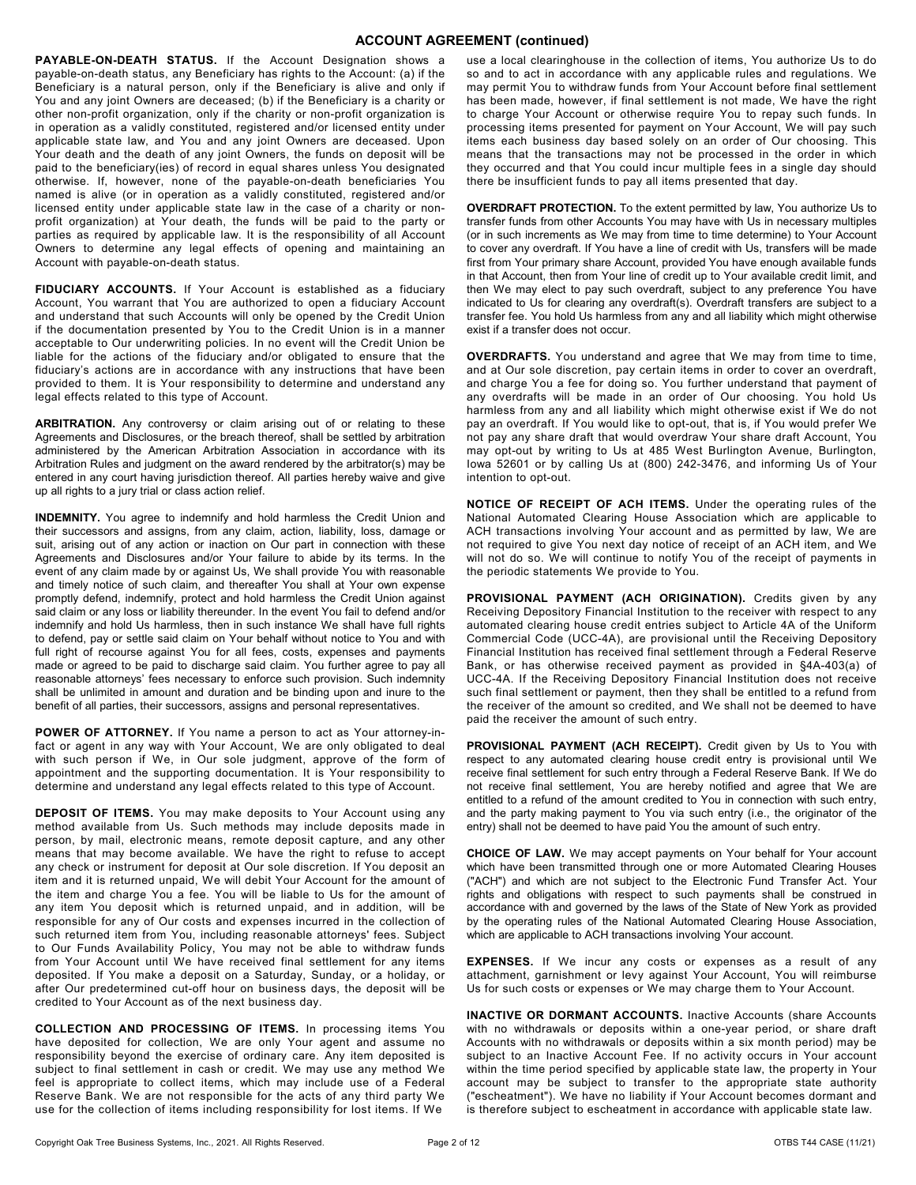## ACCOUNT AGREEMENT (continued)

**PAYABLE-ON-DEATH STATUS.** If the Account Designation shows a payable-on-death status, any Beneficiary has rights to the Account: (a) if the Beneficiary is a natural person, only if the Beneficiary is alive and only if You and any joint Owners are deceased; (b) if the Beneficiary is a charity or other non-profit organization, only if the charity or non-profit organization is in operation as a validly constituted, registered and/or licensed entity under applicable state law, and You and any joint Owners are deceased. Upon Your death and the death of any joint Owners, the funds on deposit will be paid to the beneficiary(ies) of record in equal shares unless You designated otherwise. If, however, none of the payable-on-death beneficiaries You named is alive (or in operation as a validly constituted, registered and/or licensed entity under applicable state law in the case of a charity or non-profit organization) at Your death, the funds will be paid to the party or parties as required by applicable law. It is the responsibility of all Account Owners to determine any legal effects of opening and maintaining an Account with payable-on-death status.

**FIDUCIARY ACCOUNTS.** If Your Account is established as a fiduciary Account, You warrant that You are authorized to open a fiduciary Account and understand that such Accounts will only be opened by the Credit Union if the documentation presented by You to the Credit Union is in a manner acceptable to Our underwriting policies. In no event will the Credit Union be liable for the actions of the fiduciary and/or obligated to ensure that the fiduciary's actions are in accordance with any instructions that have been provided to them. It is Your responsibility to determine and understand any legal effects related to this type of Account.

**ARBITRATION.** Any controversy or claim arising out of or relating to these Agreements and Disclosures, or the breach thereof, shall be settled by arbitration administered by the American Arbitration Association in accordance with its Arbitration Rules and judgment on the award rendered by the arbitrator(s) may be entered in any court having jurisdiction thereof. All parties hereby waive and give up all rights to a jury trial or class action relief.

**INDEMNITY.** You agree to indemnify and hold harmless the Credit Union and their successors and assigns, from any claim, action, liability, loss, damage or suit, arising out of any action or inaction on Our part in connection with these Agreements and Disclosures and/or Your failure to abide by its terms. In the event of any claim made by or against Us, We shall provide You with reasonable and timely notice of such claim, and thereafter You shall at Your own expense promptly defend, indemnify, protect and hold harmless the Credit Union against said claim or any loss or liability thereunder. In the event You fail to defend and/or indemnify and hold Us harmless, then in such instance We shall have full rights to defend, pay or settle said claim on Your behalf without notice to You and with full right of recourse against You for all fees, costs, expenses and payments made or agreed to be paid to discharge said claim. You further agree to pay all reasonable attorneys' fees necessary to enforce such provision. Such indemnity shall be unlimited in amount and duration and be binding upon and inure to the benefit of all parties, their successors, assigns and personal representatives.

**POWER OF ATTORNEY.** If You name a person to act as Your attorney-in-fact or agent in any way with Your Account, We are only obligated to deal with such person if We, in Our sole judgment, approve of the form of appointment and the supporting documentation. It is Your responsibility to determine and understand any legal effects related to this type of Account.

**DEPOSIT OF ITEMS.** You may make deposits to Your Account using any method available from Us. Such methods may include deposits made in person, by mail, electronic means, remote deposit capture, and any other means that may become available. We have the right to refuse to accept any check or instrument for deposit at Our sole discretion. If You deposit an item and it is returned unpaid, We will debit Your Account for the amount of the item and charge You a fee. You will be liable to Us for the amount of any item You deposit which is returned unpaid, and in addition, will be responsible for any of Our costs and expenses incurred in the collection of such returned item from You, including reasonable attorneys' fees. Subject to Our Funds Availability Policy, You may not be able to withdraw funds from Your Account until We have received final settlement for any items deposited. If You make a deposit on a Saturday, Sunday, or a holiday, or after Our predetermined cut-off hour on business days, the deposit will be credited to Your Account as of the next business day.

**COLLECTION AND PROCESSING OF ITEMS.** In processing items You have deposited for collection, We are only Your agent and assume no responsibility beyond the exercise of ordinary care. Any item deposited is subject to final settlement in cash or credit. We may use any method We feel is appropriate to collect items, which may include use of a Federal Reserve Bank. We are not responsible for the acts of any third party We use for the collection of items including responsibility for lost items. If We use a local clearinghouse in the collection of items, You authorize Us to do so and to act in accordance with any applicable rules and regulations. We may permit You to withdraw funds from Your Account before final settlement has been made, however, if final settlement is not made, We have the right to charge Your Account or otherwise require You to repay such funds. In processing items presented for payment on Your Account, We will pay such items each business day based solely on an order of Our choosing. This means that the transactions may not be processed in the order in which they occurred and that You could incur multiple fees in a single day should there be insufficient funds to pay all items presented that day.

**OVERDRAFT PROTECTION.** To the extent permitted by law, You authorize Us to transfer funds from other Accounts You may have with Us in necessary multiples (or in such increments as We may from time to time determine) to Your Account to cover any overdraft. If You have a line of credit with Us, transfers will be made first from Your primary share Account, provided You have enough available funds in that Account, then from Your line of credit up to Your available credit limit, and then We may elect to pay such overdraft, subject to any preference You have indicated to Us for clearing any overdraft(s). Overdraft transfers are subject to a transfer fee. You hold Us harmless from any and all liability which might otherwise exist if a transfer does not occur.

**OVERDRAFTS.** You understand and agree that We may from time to time, and at Our sole discretion, pay certain items in order to cover an overdraft, and charge You a fee for doing so. You further understand that payment of any overdrafts will be made in an order of Our choosing. You hold Us harmless from any and all liability which might otherwise exist if We do not pay an overdraft. If You would like to opt-out, that is, if You would prefer We not pay any share draft that would overdraw Your share draft Account, You may opt-out by writing to Us at 485 West Burlington Avenue, Burlington, Iowa 52601 or by calling Us at (800) 242-3476, and informing Us of Your intention to opt-out.

**NOTICE OF RECEIPT OF ACH ITEMS.** Under the operating rules of the National Automated Clearing House Association which are applicable to ACH transactions involving Your account and as permitted by law, We are not required to give You next day notice of receipt of an ACH item, and We will not do so. We will continue to notify You of the receipt of payments in the periodic statements We provide to You.

**PROVISIONAL PAYMENT (ACH ORIGINATION).** Credits given by any Receiving Depository Financial Institution to the receiver with respect to any automated clearing house credit entries subject to Article 4A of the Uniform Commercial Code (UCC-4A), are provisional until the Receiving Depository Financial Institution has received final settlement through a Federal Reserve Bank, or has otherwise received payment as provided in §4A-403(a) of UCC-4A. If the Receiving Depository Financial Institution does not receive such final settlement or payment, then they shall be entitled to a refund from the receiver of the amount so credited, and We shall not be deemed to have paid the receiver the amount of such entry.

**PROVISIONAL PAYMENT (ACH RECEIPT).** Credit given by Us to You with respect to any automated clearing house credit entry is provisional until We receive final settlement for such entry through a Federal Reserve Bank. If We do not receive final settlement, You are hereby notified and agree that We are entitled to a refund of the amount credited to You in connection with such entry, and the party making payment to You via such entry (i.e., the originator of the entry) shall not be deemed to have paid You the amount of such entry.

**CHOICE OF LAW.** We may accept payments on Your behalf for Your account which have been transmitted through one or more Automated Clearing Houses ("ACH") and which are not subject to the Electronic Fund Transfer Act. Your rights and obligations with respect to such payments shall be construed in accordance with and governed by the laws of the State of New York as provided by the operating rules of the National Automated Clearing House Association, which are applicable to ACH transactions involving Your account.

**EXPENSES.** If We incur any costs or expenses as a result of any attachment, garnishment or levy against Your Account, You will reimburse Us for such costs or expenses or We may charge them to Your Account.

**INACTIVE OR DORMANT ACCOUNTS.** Inactive Accounts (share Accounts with no withdrawals or deposits within a one-year period, or share draft Accounts with no withdrawals or deposits within a six month period) may be subject to an Inactive Account Fee. If no activity occurs in Your account within the time period specified by applicable state law, the property in Your account may be subject to transfer to the appropriate state authority ("escheatment"). We have no liability if Your Account becomes dormant and is therefore subject to escheatment in accordance with applicable state law.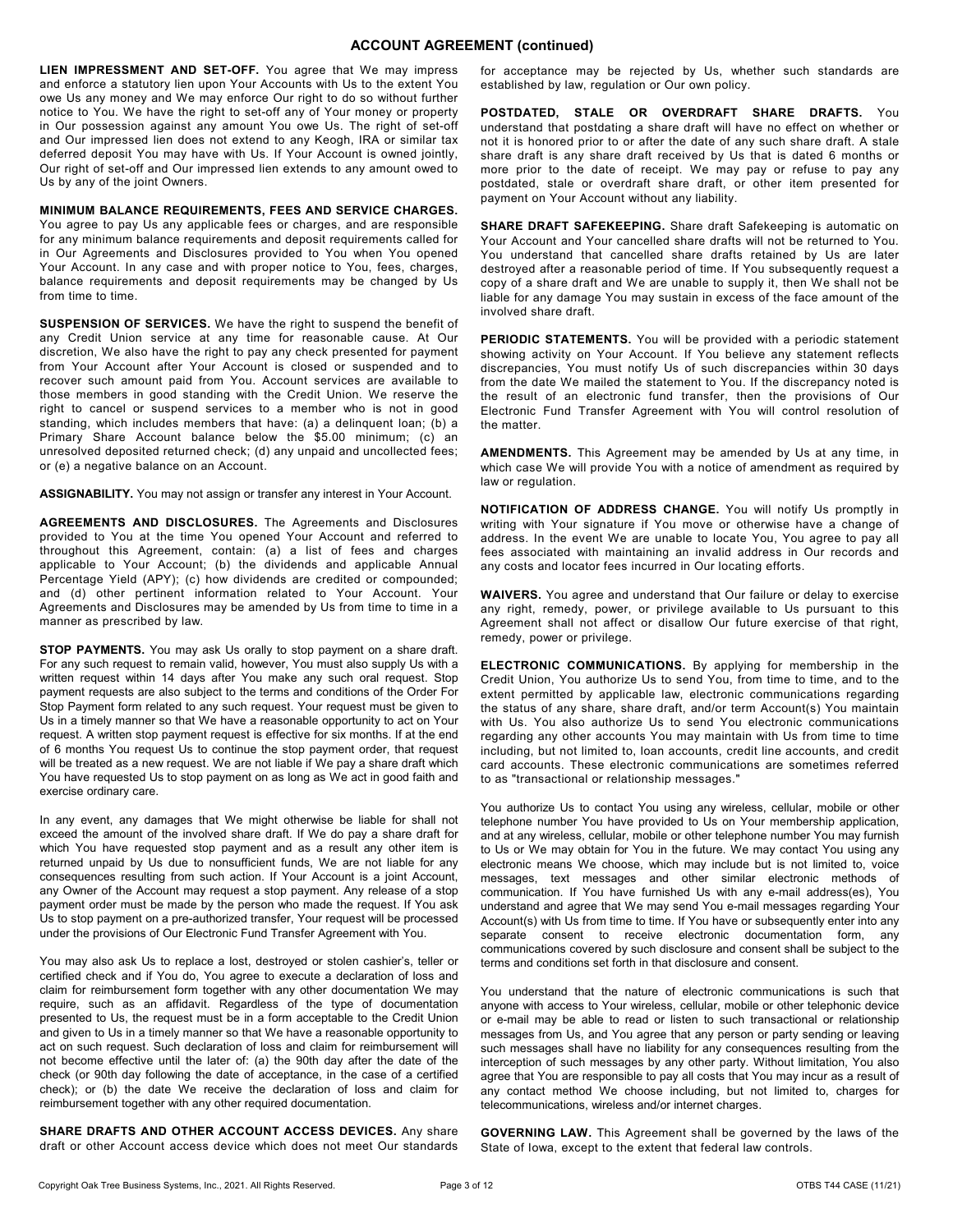## ACCOUNT AGREEMENT (continued)

**LIEN IMPRESSMENT AND SET-OFF.** You agree that We may impress and enforce a statutory lien upon Your Accounts with Us to the extent You owe Us any money and We may enforce Our right to do so without further notice to You. We have the right to set-off any of Your money or property in Our possession against any amount You owe Us. The right of set-off and Our impressed lien does not extend to any Keogh, IRA or similar tax deferred deposit You may have with Us. If Your Account is owned jointly, Our right of set-off and Our impressed lien extends to any amount owed to Us by any of the joint Owners.

**MINIMUM BALANCE REQUIREMENTS, FEES AND SERVICE CHARGES.** You agree to pay Us any applicable fees or charges, and are responsible for any minimum balance requirements and deposit requirements called for in Our Agreements and Disclosures provided to You when You opened Your Account. In any case and with proper notice to You, fees, charges, balance requirements and deposit requirements may be changed by Us from time to time.

**SUSPENSION OF SERVICES.** We have the right to suspend the benefit of any Credit Union service at any time for reasonable cause. At Our discretion, We also have the right to pay any check presented for payment from Your Account after Your Account is closed or suspended and to recover such amount paid from You. Account services are available to those members in good standing with the Credit Union. We reserve the right to cancel or suspend services to a member who is not in good standing, which includes members that have: (a) a delinquent loan; (b) a Primary Share Account balance below the $5.00 minimum; (c) an unresolved deposited returned check; (d) any unpaid and uncollected fees; or (e) a negative balance on an Account.

**ASSIGNABILITY.** You may not assign or transfer any interest in Your Account.

**AGREEMENTS AND DISCLOSURES.** The Agreements and Disclosures provided to You at the time You opened Your Account and referred to throughout this Agreement, contain: (a) a list of fees and charges applicable to Your Account; (b) the dividends and applicable Annual Percentage Yield (APY); (c) how dividends are credited or compounded; and (d) other pertinent information related to Your Account. Your Agreements and Disclosures may be amended by Us from time to time in a manner as prescribed by law.

**STOP PAYMENTS.** You may ask Us orally to stop payment on a share draft. For any such request to remain valid, however, You must also supply Us with a written request within 14 days after You make any such oral request. Stop payment requests are also subject to the terms and conditions of the Order For Stop Payment form related to any such request. Your request must be given to Us in a timely manner so that We have a reasonable opportunity to act on Your request. A written stop payment request is effective for six months. If at the end of 6 months You request Us to continue the stop payment order, that request will be treated as a new request. We are not liable if We pay a share draft which You have requested Us to stop payment on as long as We act in good faith and exercise ordinary care.

In any event, any damages that We might otherwise be liable for shall not exceed the amount of the involved share draft. If We do pay a share draft for which You have requested stop payment and as a result any other item is returned unpaid by Us due to nonsufficient funds, We are not liable for any consequences resulting from such action. If Your Account is a joint Account, any Owner of the Account may request a stop payment. Any release of a stop payment order must be made by the person who made the request. If You ask Us to stop payment on a pre-authorized transfer, Your request will be processed under the provisions of Our Electronic Fund Transfer Agreement with You.

You may also ask Us to replace a lost, destroyed or stolen cashier's, teller or certified check and if You do, You agree to execute a declaration of loss and claim for reimbursement form together with any other documentation We may require, such as an affidavit. Regardless of the type of documentation presented to Us, the request must be in a form acceptable to the Credit Union and given to Us in a timely manner so that We have a reasonable opportunity to act on such request. Such declaration of loss and claim for reimbursement will not become effective until the later of: (a) the 90th day after the date of the check (or 90th day following the date of acceptance, in the case of a certified check); or (b) the date We receive the declaration of loss and claim for reimbursement together with any other required documentation.

**SHARE DRAFTS AND OTHER ACCOUNT ACCESS DEVICES.** Any share draft or other Account access device which does not meet Our standards for acceptance may be rejected by Us, whether such standards are established by law, regulation or Our own policy.

**POSTDATED, STALE OR OVERDRAFT SHARE DRAFTS.** You understand that postdating a share draft will have no effect on whether or not it is honored prior to or after the date of any such share draft. A stale share draft is any share draft received by Us that is dated 6 months or more prior to the date of receipt. We may pay or refuse to pay any postdated, stale or overdraft share draft, or other item presented for payment on Your Account without any liability.

**SHARE DRAFT SAFEKEEPING.** Share draft Safekeeping is automatic on Your Account and Your cancelled share drafts will not be returned to You. You understand that cancelled share drafts retained by Us are later destroyed after a reasonable period of time. If You subsequently request a copy of a share draft and We are unable to supply it, then We shall not be liable for any damage You may sustain in excess of the face amount of the involved share draft.

**PERIODIC STATEMENTS.** You will be provided with a periodic statement showing activity on Your Account. If You believe any statement reflects discrepancies, You must notify Us of such discrepancies within 30 days from the date We mailed the statement to You. If the discrepancy noted is the result of an electronic fund transfer, then the provisions of Our Electronic Fund Transfer Agreement with You will control resolution of the matter.

**AMENDMENTS.** This Agreement may be amended by Us at any time, in which case We will provide You with a notice of amendment as required by law or regulation.

**NOTIFICATION OF ADDRESS CHANGE.** You will notify Us promptly in writing with Your signature if You move or otherwise have a change of address. In the event We are unable to locate You, You agree to pay all fees associated with maintaining an invalid address in Our records and any costs and locator fees incurred in Our locating efforts.

**WAIVERS.** You agree and understand that Our failure or delay to exercise any right, remedy, power, or privilege available to Us pursuant to this Agreement shall not affect or disallow Our future exercise of that right, remedy, power or privilege.

**ELECTRONIC COMMUNICATIONS.** By applying for membership in the Credit Union, You authorize Us to send You, from time to time, and to the extent permitted by applicable law, electronic communications regarding the status of any share, share draft, and/or term Account(s) You maintain with Us. You also authorize Us to send You electronic communications regarding any other accounts You may maintain with Us from time to time including, but not limited to, loan accounts, credit line accounts, and credit card accounts. These electronic communications are sometimes referred to as "transactional or relationship messages."

You authorize Us to contact You using any wireless, cellular, mobile or other telephone number You have provided to Us on Your membership application, and at any wireless, cellular, mobile or other telephone number You may furnish to Us or We may obtain for You in the future. We may contact You using any electronic means We choose, which may include but is not limited to, voice messages, text messages and other similar electronic methods of communication. If You have furnished Us with any e-mail address(es), You understand and agree that We may send You e-mail messages regarding Your Account(s) with Us from time to time. If You have or subsequently enter into any separate consent to receive electronic documentation form, any communications covered by such disclosure and consent shall be subject to the terms and conditions set forth in that disclosure and consent.

You understand that the nature of electronic communications is such that anyone with access to Your wireless, cellular, mobile or other telephonic device or e-mail may be able to read or listen to such transactional or relationship messages from Us, and You agree that any person or party sending or leaving such messages shall have no liability for any consequences resulting from the interception of such messages by any other party. Without limitation, You also agree that You are responsible to pay all costs that You may incur as a result of any contact method We choose including, but not limited to, charges for telecommunications, wireless and/or internet charges.

**GOVERNING LAW.** This Agreement shall be governed by the laws of the State of Iowa, except to the extent that federal law controls.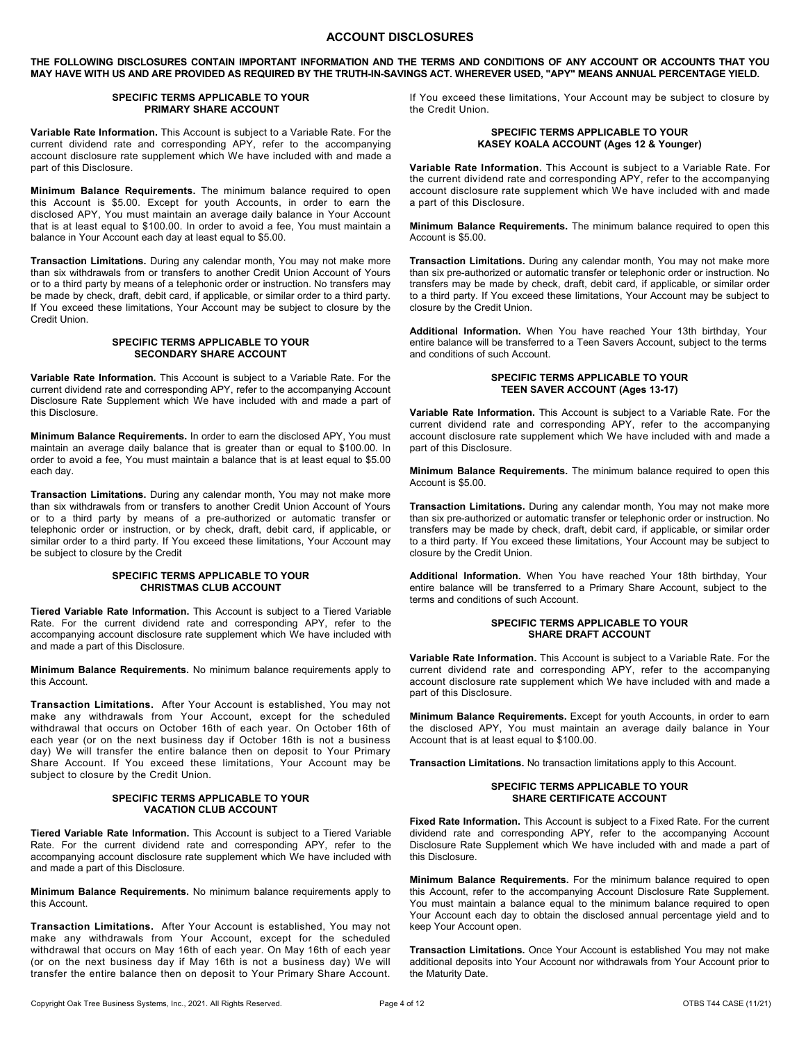# ACCOUNT DISCLOSURES

**THE FOLLOWING DISCLOSURES CONTAIN IMPORTANT INFORMATION AND THE TERMS AND CONDITIONS OF ANY ACCOUNT OR ACCOUNTS THAT YOU MAY HAVE WITH US AND ARE PROVIDED AS REQUIRED BY THE TRUTH-IN-SAVINGS ACT. WHEREVER USED, "APY" MEANS ANNUAL PERCENTAGE YIELD.**

### SPECIFIC TERMS APPLICABLE TO YOUR PRIMARY SHARE ACCOUNT

**Variable Rate Information.** This Account is subject to a Variable Rate. For the current dividend rate and corresponding APY, refer to the accompanying account disclosure rate supplement which We have included with and made a part of this Disclosure.

**Minimum Balance Requirements.** The minimum balance required to open this Account is $5.00. Except for youth Accounts, in order to earn the disclosed APY, You must maintain an average daily balance in Your Account that is at least equal to $100.00. In order to avoid a fee, You must maintain a balance in Your Account each day at least equal to $5.00.

**Transaction Limitations.** During any calendar month, You may not make more than six withdrawals from or transfers to another Credit Union Account of Yours or to a third party by means of a telephonic order or instruction. No transfers may be made by check, draft, debit card, if applicable, or similar order to a third party. If You exceed these limitations, Your Account may be subject to closure by the Credit Union.

### SPECIFIC TERMS APPLICABLE TO YOUR SECONDARY SHARE ACCOUNT

**Variable Rate Information.** This Account is subject to a Variable Rate. For the current dividend rate and corresponding APY, refer to the accompanying Account Disclosure Rate Supplement which We have included with and made a part of this Disclosure.

**Minimum Balance Requirements.** In order to earn the disclosed APY, You must maintain an average daily balance that is greater than or equal to $100.00. In order to avoid a fee, You must maintain a balance that is at least equal to $5.00 each day.

**Transaction Limitations.** During any calendar month, You may not make more than six withdrawals from or transfers to another Credit Union Account of Yours or to a third party by means of a pre-authorized or automatic transfer or telephonic order or instruction, or by check, draft, debit card, if applicable, or similar order to a third party. If You exceed these limitations, Your Account may be subject to closure by the Credit

### SPECIFIC TERMS APPLICABLE TO YOUR CHRISTMAS CLUB ACCOUNT

**Tiered Variable Rate Information.** This Account is subject to a Tiered Variable Rate. For the current dividend rate and corresponding APY, refer to the accompanying account disclosure rate supplement which We have included with and made a part of this Disclosure.

**Minimum Balance Requirements.** No minimum balance requirements apply to this Account.

**Transaction Limitations.** After Your Account is established, You may not make any withdrawals from Your Account, except for the scheduled withdrawal that occurs on October 16th of each year. On October 16th of each year (or on the next business day if October 16th is not a business day) We will transfer the entire balance then on deposit to Your Primary Share Account. If You exceed these limitations, Your Account may be subject to closure by the Credit Union.

### SPECIFIC TERMS APPLICABLE TO YOUR VACATION CLUB ACCOUNT

**Tiered Variable Rate Information.** This Account is subject to a Tiered Variable Rate. For the current dividend rate and corresponding APY, refer to the accompanying account disclosure rate supplement which We have included with and made a part of this Disclosure.

**Minimum Balance Requirements.** No minimum balance requirements apply to this Account.

**Transaction Limitations.** After Your Account is established, You may not make any withdrawals from Your Account, except for the scheduled withdrawal that occurs on May 16th of each year. On May 16th of each year (or on the next business day if May 16th is not a business day) We will transfer the entire balance then on deposit to Your Primary Share Account. If You exceed these limitations, Your Account may be subject to closure by the Credit Union.

### SPECIFIC TERMS APPLICABLE TO YOUR KASEY KOALA ACCOUNT (Ages 12 & Younger)

**Variable Rate Information.** This Account is subject to a Variable Rate. For the current dividend rate and corresponding APY, refer to the accompanying account disclosure rate supplement which We have included with and made a part of this Disclosure.

**Minimum Balance Requirements.** The minimum balance required to open this Account is $5.00.

**Transaction Limitations.** During any calendar month, You may not make more than six pre-authorized or automatic transfer or telephonic order or instruction. No transfers may be made by check, draft, debit card, if applicable, or similar order to a third party. If You exceed these limitations, Your Account may be subject to closure by the Credit Union.

**Additional Information.** When You have reached Your 13th birthday, Your entire balance will be transferred to a Teen Savers Account, subject to the terms and conditions of such Account.

### SPECIFIC TERMS APPLICABLE TO YOUR TEEN SAVER ACCOUNT (Ages 13-17)

**Variable Rate Information.** This Account is subject to a Variable Rate. For the current dividend rate and corresponding APY, refer to the accompanying account disclosure rate supplement which We have included with and made a part of this Disclosure.

**Minimum Balance Requirements.** The minimum balance required to open this Account is $5.00.

**Transaction Limitations.** During any calendar month, You may not make more than six pre-authorized or automatic transfer or telephonic order or instruction. No transfers may be made by check, draft, debit card, if applicable, or similar order to a third party. If You exceed these limitations, Your Account may be subject to closure by the Credit Union.

**Additional Information.** When You have reached Your 18th birthday, Your entire balance will be transferred to a Primary Share Account, subject to the terms and conditions of such Account.

### SPECIFIC TERMS APPLICABLE TO YOUR SHARE DRAFT ACCOUNT

**Variable Rate Information.** This Account is subject to a Variable Rate. For the current dividend rate and corresponding APY, refer to the accompanying account disclosure rate supplement which We have included with and made a part of this Disclosure.

**Minimum Balance Requirements.** Except for youth Accounts, in order to earn the disclosed APY, You must maintain an average daily balance in Your Account that is at least equal to $100.00.

**Transaction Limitations.** No transaction limitations apply to this Account.

### SPECIFIC TERMS APPLICABLE TO YOUR SHARE CERTIFICATE ACCOUNT

**Fixed Rate Information.** This Account is subject to a Fixed Rate. For the current dividend rate and corresponding APY, refer to the accompanying Account Disclosure Rate Supplement which We have included with and made a part of this Disclosure.

**Minimum Balance Requirements.** For the minimum balance required to open this Account, refer to the accompanying Account Disclosure Rate Supplement. You must maintain a balance equal to the minimum balance required to open Your Account each day to obtain the disclosed annual percentage yield and to keep Your Account open.

**Transaction Limitations.** Once Your Account is established You may not make additional deposits into Your Account nor withdrawals from Your Account prior to the Maturity Date.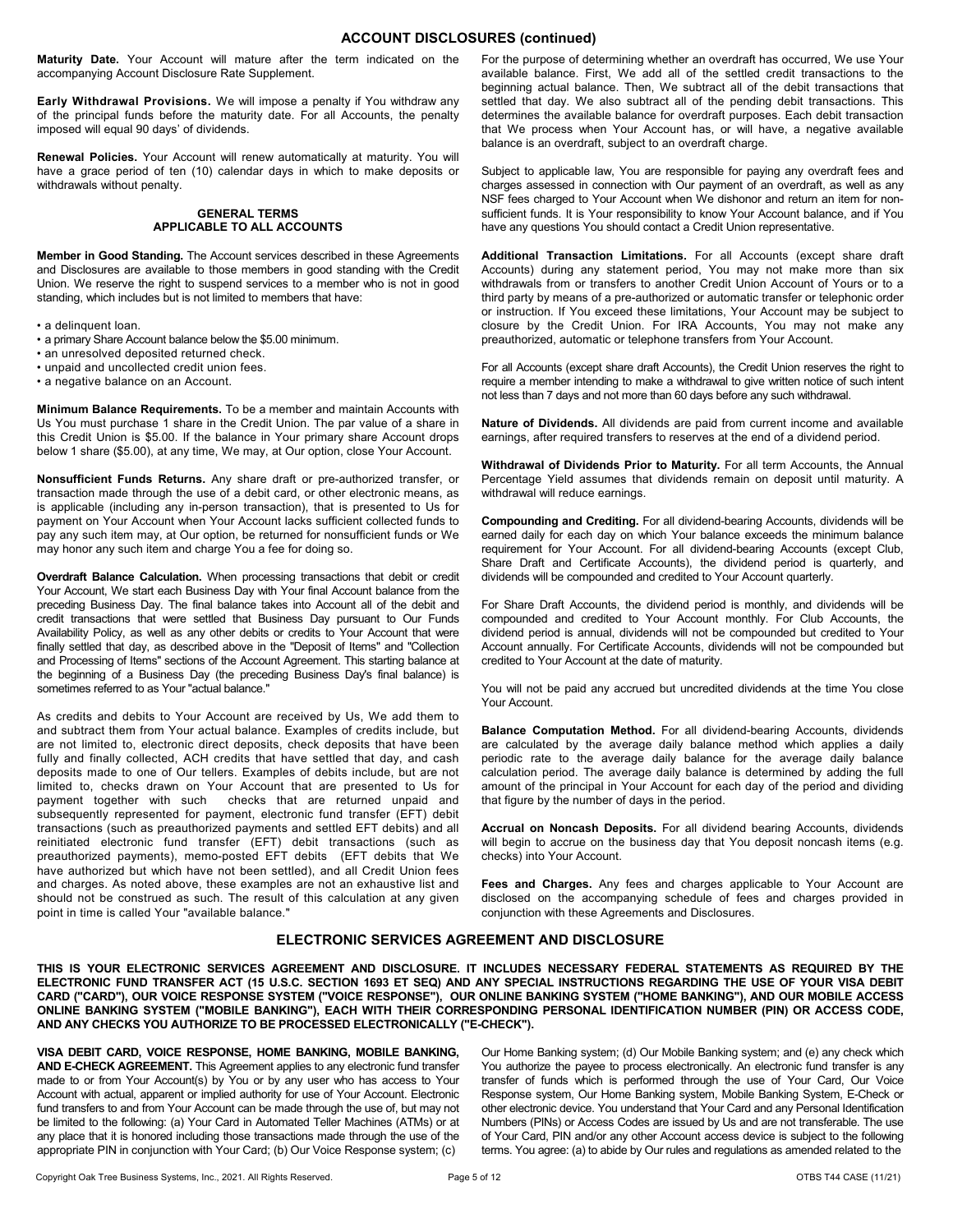## ACCOUNT DISCLOSURES (continued)

**Maturity Date.** Your Account will mature after the term indicated on the accompanying Account Disclosure Rate Supplement.

**Early Withdrawal Provisions.** We will impose a penalty if You withdraw any of the principal funds before the maturity date. For all Accounts, the penalty imposed will equal 90 days' of dividends.

**Renewal Policies.** Your Account will renew automatically at maturity. You will have a grace period of ten (10) calendar days in which to make deposits or withdrawals without penalty.

### GENERAL TERMS APPLICABLE TO ALL ACCOUNTS

**Member in Good Standing.** The Account services described in these Agreements and Disclosures are available to those members in good standing with the Credit Union. We reserve the right to suspend services to a member who is not in good standing, which includes but is not limited to members that have:

- a delinquent loan.
- a primary Share Account balance below the $5.00 minimum.
- an unresolved deposited returned check.
- unpaid and uncollected credit union fees.
- a negative balance on an Account.

**Minimum Balance Requirements.** To be a member and maintain Accounts with Us You must purchase 1 share in the Credit Union. The par value of a share in this Credit Union is $5.00. If the balance in Your primary share Account drops below 1 share ($5.00), at any time, We may, at Our option, close Your Account.

**Nonsufficient Funds Returns.** Any share draft or pre-authorized transfer, or transaction made through the use of a debit card, or other electronic means, as is applicable (including any in-person transaction), that is presented to Us for payment on Your Account when Your Account lacks sufficient collected funds to pay any such item may, at Our option, be returned for nonsufficient funds or We may honor any such item and charge You a fee for doing so.

**Overdraft Balance Calculation.** When processing transactions that debit or credit Your Account, We start each Business Day with Your final Account balance from the preceding Business Day. The final balance takes into Account all of the debit and credit transactions that were settled that Business Day pursuant to Our Funds Availability Policy, as well as any other debits or credits to Your Account that were finally settled that day, as described above in the "Deposit of Items" and "Collection and Processing of Items" sections of the Account Agreement. This starting balance at the beginning of a Business Day (the preceding Business Day's final balance) is sometimes referred to as Your "actual balance."

As credits and debits to Your Account are received by Us, We add them to and subtract them from Your actual balance. Examples of credits include, but are not limited to, electronic direct deposits, check deposits that have been fully and finally collected, ACH credits that have settled that day, and cash deposits made to one of Our tellers. Examples of debits include, but are not limited to, checks drawn on Your Account that are presented to Us for payment together with such checks that are returned unpaid and subsequently represented for payment, electronic fund transfer (EFT) debit transactions (such as preauthorized payments and settled EFT debits) and all reinitiated electronic fund transfer (EFT) debit transactions (such as preauthorized payments), memo-posted EFT debits (EFT debits that We have authorized but which have not been settled), and all Credit Union fees and charges. As noted above, these examples are not an exhaustive list and should not be construed as such. The result of this calculation at any given point in time is called Your "available balance."

For the purpose of determining whether an overdraft has occurred, We use Your available balance. First, We add all of the settled credit transactions to the beginning actual balance. Then, We subtract all of the debit transactions that settled that day. We also subtract all of the pending debit transactions. This determines the available balance for overdraft purposes. Each debit transaction that We process when Your Account has, or will have, a negative available balance is an overdraft, subject to an overdraft charge.

Subject to applicable law, You are responsible for paying any overdraft fees and charges assessed in connection with Our payment of an overdraft, as well as any NSF fees charged to Your Account when We dishonor and return an item for non-sufficient funds. It is Your responsibility to know Your Account balance, and if You have any questions You should contact a Credit Union representative.

**Additional Transaction Limitations.** For all Accounts (except share draft Accounts) during any statement period, You may not make more than six withdrawals from or transfers to another Credit Union Account of Yours or to a third party by means of a pre-authorized or automatic transfer or telephonic order or instruction. If You exceed these limitations, Your Account may be subject to closure by the Credit Union. For IRA Accounts, You may not make any preauthorized, automatic or telephone transfers from Your Account.

For all Accounts (except share draft Accounts), the Credit Union reserves the right to require a member intending to make a withdrawal to give written notice of such intent not less than 7 days and not more than 60 days before any such withdrawal.

**Nature of Dividends.** All dividends are paid from current income and available earnings, after required transfers to reserves at the end of a dividend period.

**Withdrawal of Dividends Prior to Maturity.** For all term Accounts, the Annual Percentage Yield assumes that dividends remain on deposit until maturity. A withdrawal will reduce earnings.

**Compounding and Crediting.** For all dividend-bearing Accounts, dividends will be earned daily for each day on which Your balance exceeds the minimum balance requirement for Your Account. For all dividend-bearing Accounts (except Club, Share Draft and Certificate Accounts), the dividend period is quarterly, and dividends will be compounded and credited to Your Account quarterly.

For Share Draft Accounts, the dividend period is monthly, and dividends will be compounded and credited to Your Account monthly. For Club Accounts, the dividend period is annual, dividends will not be compounded but credited to Your Account annually. For Certificate Accounts, dividends will not be compounded but credited to Your Account at the date of maturity.

You will not be paid any accrued but uncredited dividends at the time You close Your Account.

**Balance Computation Method.** For all dividend-bearing Accounts, dividends are calculated by the average daily balance method which applies a daily periodic rate to the average daily balance for the average daily balance calculation period. The average daily balance is determined by adding the full amount of the principal in Your Account for each day of the period and dividing that figure by the number of days in the period.

**Accrual on Noncash Deposits.** For all dividend bearing Accounts, dividends will begin to accrue on the business day that You deposit noncash items (e.g. checks) into Your Account.

**Fees and Charges.** Any fees and charges applicable to Your Account are disclosed on the accompanying schedule of fees and charges provided in conjunction with these Agreements and Disclosures.

## ELECTRONIC SERVICES AGREEMENT AND DISCLOSURE

**THIS IS YOUR ELECTRONIC SERVICES AGREEMENT AND DISCLOSURE. IT INCLUDES NECESSARY FEDERAL STATEMENTS AS REQUIRED BY THE ELECTRONIC FUND TRANSFER ACT (15 U.S.C. SECTION 1693 ET SEQ) AND ANY SPECIAL INSTRUCTIONS REGARDING THE USE OF YOUR VISA DEBIT CARD ("CARD"), OUR VOICE RESPONSE SYSTEM ("VOICE RESPONSE"), OUR ONLINE BANKING SYSTEM ("HOME BANKING"), AND OUR MOBILE ACCESS ONLINE BANKING SYSTEM ("MOBILE BANKING"), EACH WITH THEIR CORRESPONDING PERSONAL IDENTIFICATION NUMBER (PIN) OR ACCESS CODE, AND ANY CHECKS YOU AUTHORIZE TO BE PROCESSED ELECTRONICALLY ("E-CHECK").**

**VISA DEBIT CARD, VOICE RESPONSE, HOME BANKING, MOBILE BANKING, AND E-CHECK AGREEMENT.** This Agreement applies to any electronic fund transfer made to or from Your Account(s) by You or by any user who has access to Your Account with actual, apparent or implied authority for use of Your Account. Electronic fund transfers to and from Your Account can be made through the use of, but may not be limited to the following: (a) Your Card in Automated Teller Machines (ATMs) or at any place that it is honored including those transactions made through the use of the appropriate PIN in conjunction with Your Card; (b) Our Voice Response system; (c) Our Home Banking system; (d) Our Mobile Banking system; and (e) any check which You authorize the payee to process electronically. An electronic fund transfer is any transfer of funds which is performed through the use of Your Card, Our Voice Response system, Our Home Banking system, Mobile Banking System, E-Check or other electronic device. You understand that Your Card and any Personal Identification Numbers (PINs) or Access Codes are issued by Us and are not transferable. The use of Your Card, PIN and/or any other Account access device is subject to the following terms. You agree: (a) to abide by Our rules and regulations as amended related to the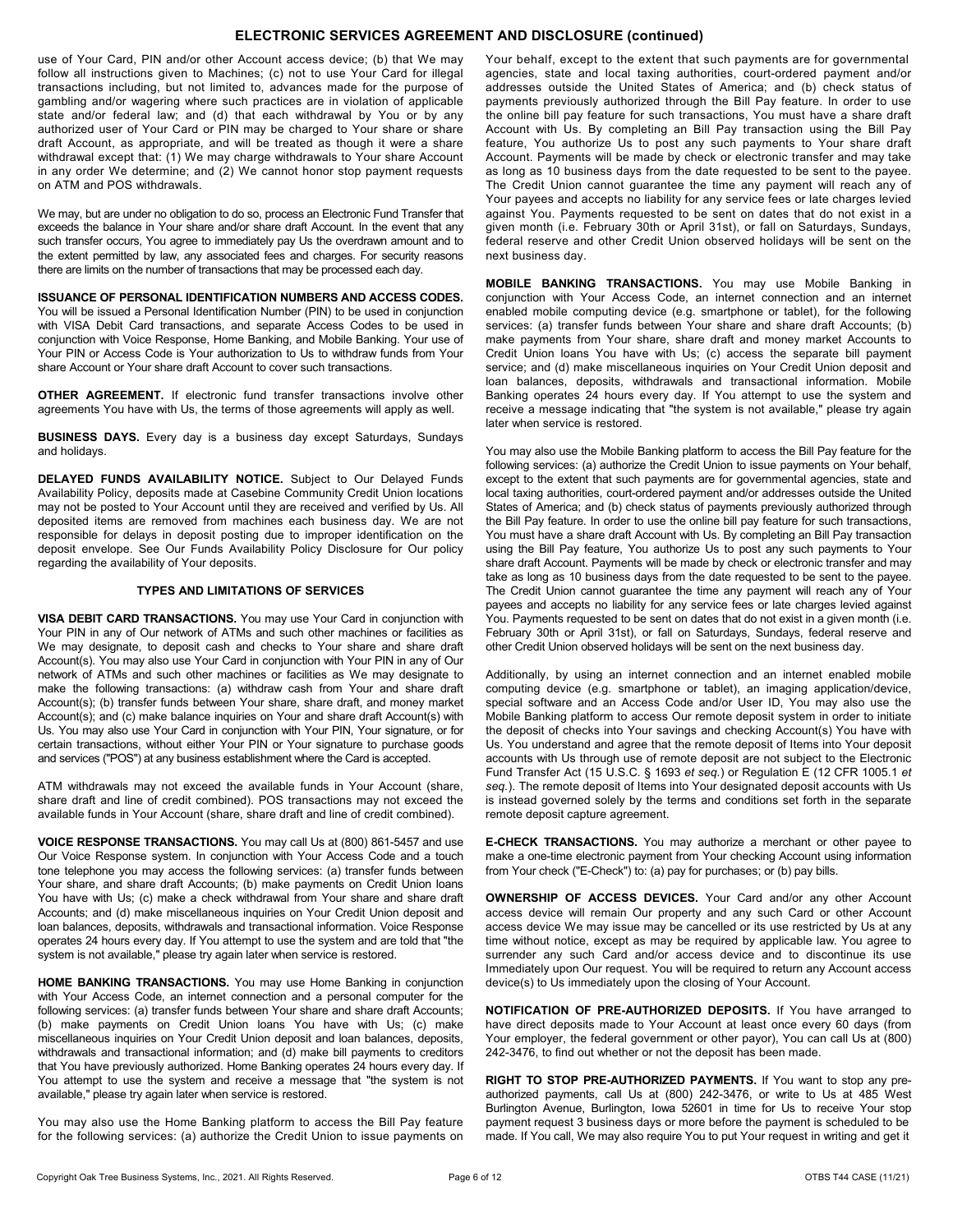use of Your Card, PIN and/or other Account access device; (b) that We may follow all instructions given to Machines; (c) not to use Your Card for illegal transactions including, but not limited to, advances made for the purpose of gambling and/or wagering where such practices are in violation of applicable state and/or federal law; and (d) that each withdrawal by You or by any authorized user of Your Card or PIN may be charged to Your share or share draft Account, as appropriate, and will be treated as though it were a share withdrawal except that: (1) We may charge withdrawals to Your share Account in any order We determine; and (2) We cannot honor stop payment requests on ATM and POS withdrawals.

We may, but are under no obligation to do so, process an Electronic Fund Transfer that exceeds the balance in Your share and/or share draft Account. In the event that any such transfer occurs, You agree to immediately pay Us the overdrawn amount and to the extent permitted by law, any associated fees and charges. For security reasons there are limits on the number of transactions that may be processed each day.

**ISSUANCE OF PERSONAL IDENTIFICATION NUMBERS AND ACCESS CODES.** You will be issued a Personal Identification Number (PIN) to be used in conjunction with VISA Debit Card transactions, and separate Access Codes to be used in conjunction with Voice Response, Home Banking, and Mobile Banking. Your use of Your PIN or Access Code is Your authorization to Us to withdraw funds from Your share Account or Your share draft Account to cover such transactions.

**OTHER AGREEMENT.** If electronic fund transfer transactions involve other agreements You have with Us, the terms of those agreements will apply as well.

**BUSINESS DAYS.** Every day is a business day except Saturdays, Sundays and holidays.

**DELAYED FUNDS AVAILABILITY NOTICE.** Subject to Our Delayed Funds Availability Policy, deposits made at Casebine Community Credit Union locations may not be posted to Your Account until they are received and verified by Us. All deposited items are removed from machines each business day. We are not responsible for delays in deposit posting due to improper identification on the deposit envelope. See Our Funds Availability Policy Disclosure for Our policy regarding the availability of Your deposits.

## TYPES AND LIMITATIONS OF SERVICES

**VISA DEBIT CARD TRANSACTIONS.** You may use Your Card in conjunction with Your PIN in any of Our network of ATMs and such other machines or facilities as We may designate, to deposit cash and checks to Your share and share draft Account(s). You may also use Your Card in conjunction with Your PIN in any of Our network of ATMs and such other machines or facilities as We may designate to make the following transactions: (a) withdraw cash from Your and share draft Account(s); (b) transfer funds between Your share, share draft, and money market Account(s); and (c) make balance inquiries on Your and share draft Account(s) with Us. You may also use Your Card in conjunction with Your PIN, Your signature, or for certain transactions, without either Your PIN or Your signature to purchase goods and services ("POS") at any business establishment where the Card is accepted.

ATM withdrawals may not exceed the available funds in Your Account (share, share draft and line of credit combined). POS transactions may not exceed the available funds in Your Account (share, share draft and line of credit combined).

**VOICE RESPONSE TRANSACTIONS.** You may call Us at (800) 861-5457 and use Our Voice Response system. In conjunction with Your Access Code and a touch tone telephone you may access the following services: (a) transfer funds between Your share, and share draft Accounts; (b) make payments on Credit Union loans You have with Us; (c) make a check withdrawal from Your share and share draft Accounts; and (d) make miscellaneous inquiries on Your Credit Union deposit and loan balances, deposits, withdrawals and transactional information. Voice Response operates 24 hours every day. If You attempt to use the system and are told that "the system is not available," please try again later when service is restored.

**HOME BANKING TRANSACTIONS.** You may use Home Banking in conjunction with Your Access Code, an internet connection and a personal computer for the following services: (a) transfer funds between Your share and share draft Accounts; (b) make payments on Credit Union loans You have with Us; (c) make miscellaneous inquiries on Your Credit Union deposit and loan balances, deposits, withdrawals and transactional information; and (d) make bill payments to creditors that You have previously authorized. Home Banking operates 24 hours every day. If You attempt to use the system and receive a message that "the system is not available," please try again later when service is restored.

You may also use the Home Banking platform to access the Bill Pay feature for the following services: (a) authorize the Credit Union to issue payments on Your behalf, except to the extent that such payments are for governmental agencies, state and local taxing authorities, court-ordered payment and/or addresses outside the United States of America; and (b) check status of payments previously authorized through the Bill Pay feature. In order to use the online bill pay feature for such transactions, You must have a share draft Account with Us. By completing an Bill Pay transaction using the Bill Pay feature, You authorize Us to post any such payments to Your share draft Account. Payments will be made by check or electronic transfer and may take as long as 10 business days from the date requested to be sent to the payee. The Credit Union cannot guarantee the time any payment will reach any of Your payees and accepts no liability for any service fees or late charges levied against You. Payments requested to be sent on dates that do not exist in a given month (i.e. February 30th or April 31st), or fall on Saturdays, Sundays, federal reserve and other Credit Union observed holidays will be sent on the next business day.

**MOBILE BANKING TRANSACTIONS.** You may use Mobile Banking in conjunction with Your Access Code, an internet connection and an internet enabled mobile computing device (e.g. smartphone or tablet), for the following services: (a) transfer funds between Your share and share draft Accounts; (b) make payments from Your share, share draft and money market Accounts to Credit Union loans You have with Us; (c) access the separate bill payment service; and (d) make miscellaneous inquiries on Your Credit Union deposit and loan balances, deposits, withdrawals and transactional information. Mobile Banking operates 24 hours every day. If You attempt to use the system and receive a message indicating that "the system is not available," please try again later when service is restored.

You may also use the Mobile Banking platform to access the Bill Pay feature for the following services: (a) authorize the Credit Union to issue payments on Your behalf, except to the extent that such payments are for governmental agencies, state and local taxing authorities, court-ordered payment and/or addresses outside the United States of America; and (b) check status of payments previously authorized through the Bill Pay feature. In order to use the online bill pay feature for such transactions, You must have a share draft Account with Us. By completing an Bill Pay transaction using the Bill Pay feature, You authorize Us to post any such payments to Your share draft Account. Payments will be made by check or electronic transfer and may take as long as 10 business days from the date requested to be sent to the payee. The Credit Union cannot guarantee the time any payment will reach any of Your payees and accepts no liability for any service fees or late charges levied against You. Payments requested to be sent on dates that do not exist in a given month (i.e. February 30th or April 31st), or fall on Saturdays, Sundays, federal reserve and other Credit Union observed holidays will be sent on the next business day.

Additionally, by using an internet connection and an internet enabled mobile computing device (e.g. smartphone or tablet), an imaging application/device, special software and an Access Code and/or User ID, You may also use the Mobile Banking platform to access Our remote deposit system in order to initiate the deposit of checks into Your savings and checking Account(s) You have with Us. You understand and agree that the remote deposit of Items into Your deposit accounts with Us through use of remote deposit are not subject to the Electronic Fund Transfer Act (15 U.S.C. § 1693 *et seq.*) or Regulation E (12 CFR 1005.1 *et seq.*). The remote deposit of Items into Your designated deposit accounts with Us is instead governed solely by the terms and conditions set forth in the separate remote deposit capture agreement.

**E-CHECK TRANSACTIONS.** You may authorize a merchant or other payee to make a one-time electronic payment from Your checking Account using information from Your check ("E-Check") to: (a) pay for purchases; or (b) pay bills.

**OWNERSHIP OF ACCESS DEVICES.** Your Card and/or any other Account access device will remain Our property and any such Card or other Account access device We may issue may be cancelled or its use restricted by Us at any time without notice, except as may be required by applicable law. You agree to surrender any such Card and/or access device and to discontinue its use Immediately upon Our request. You will be required to return any Account access device(s) to Us immediately upon the closing of Your Account.

**NOTIFICATION OF PRE-AUTHORIZED DEPOSITS.** If You have arranged to have direct deposits made to Your Account at least once every 60 days (from Your employer, the federal government or other payor), You can call Us at (800) 242-3476, to find out whether or not the deposit has been made.

**RIGHT TO STOP PRE-AUTHORIZED PAYMENTS.** If You want to stop any pre-authorized payments, call Us at (800) 242-3476, or write to Us at 485 West Burlington Avenue, Burlington, Iowa 52601 in time for Us to receive Your stop payment request 3 business days or more before the payment is scheduled to be made. If You call, We may also require You to put Your request in writing and get it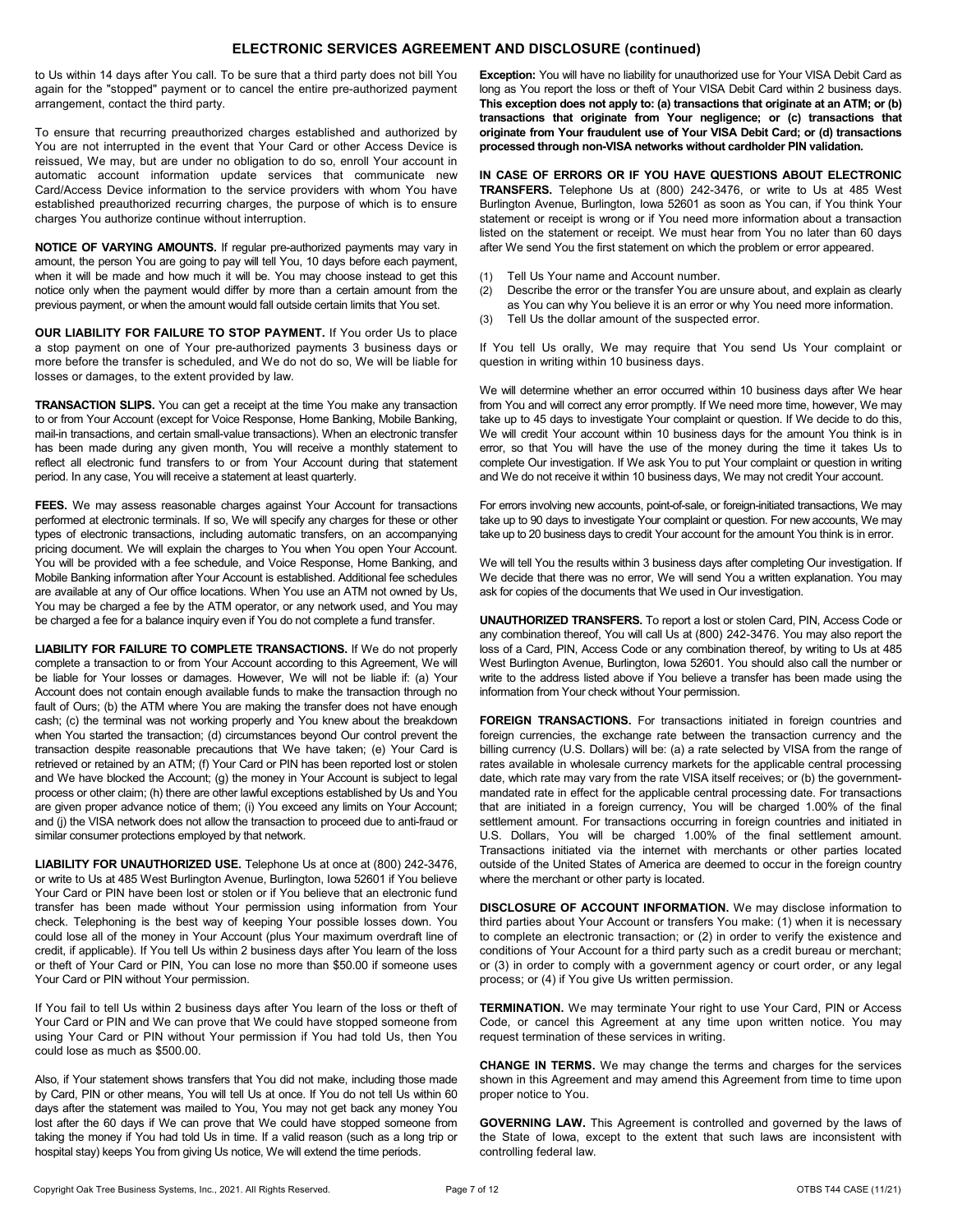## ELECTRONIC SERVICES AGREEMENT AND DISCLOSURE (continued)

to Us within 14 days after You call. To be sure that a third party does not bill You again for the "stopped" payment or to cancel the entire pre-authorized payment arrangement, contact the third party.

To ensure that recurring preauthorized charges established and authorized by You are not interrupted in the event that Your Card or other Access Device is reissued, We may, but are under no obligation to do so, enroll Your account in automatic account information update services that communicate new Card/Access Device information to the service providers with whom You have established preauthorized recurring charges, the purpose of which is to ensure charges You authorize continue without interruption.

**NOTICE OF VARYING AMOUNTS.** If regular pre-authorized payments may vary in amount, the person You are going to pay will tell You, 10 days before each payment, when it will be made and how much it will be. You may choose instead to get this notice only when the payment would differ by more than a certain amount from the previous payment, or when the amount would fall outside certain limits that You set.

**OUR LIABILITY FOR FAILURE TO STOP PAYMENT.** If You order Us to place a stop payment on one of Your pre-authorized payments 3 business days or more before the transfer is scheduled, and We do not do so, We will be liable for losses or damages, to the extent provided by law.

**TRANSACTION SLIPS.** You can get a receipt at the time You make any transaction to or from Your Account (except for Voice Response, Home Banking, Mobile Banking, mail-in transactions, and certain small-value transactions). When an electronic transfer has been made during any given month, You will receive a monthly statement to reflect all electronic fund transfers to or from Your Account during that statement period. In any case, You will receive a statement at least quarterly.

**FEES.** We may assess reasonable charges against Your Account for transactions performed at electronic terminals. If so, We will specify any charges for these or other types of electronic transactions, including automatic transfers, on an accompanying pricing document. We will explain the charges to You when You open Your Account. You will be provided with a fee schedule, and Voice Response, Home Banking, and Mobile Banking information after Your Account is established. Additional fee schedules are available at any of Our office locations. When You use an ATM not owned by Us, You may be charged a fee by the ATM operator, or any network used, and You may be charged a fee for a balance inquiry even if You do not complete a fund transfer.

**LIABILITY FOR FAILURE TO COMPLETE TRANSACTIONS.** If We do not properly complete a transaction to or from Your Account according to this Agreement, We will be liable for Your losses or damages. However, We will not be liable if: (a) Your Account does not contain enough available funds to make the transaction through no fault of Ours; (b) the ATM where You are making the transfer does not have enough cash; (c) the terminal was not working properly and You knew about the breakdown when You started the transaction; (d) circumstances beyond Our control prevent the transaction despite reasonable precautions that We have taken; (e) Your Card is retrieved or retained by an ATM; (f) Your Card or PIN has been reported lost or stolen and We have blocked the Account; (g) the money in Your Account is subject to legal process or other claim; (h) there are other lawful exceptions established by Us and You are given proper advance notice of them; (i) You exceed any limits on Your Account; and (j) the VISA network does not allow the transaction to proceed due to anti-fraud or similar consumer protections employed by that network.

**LIABILITY FOR UNAUTHORIZED USE.** Telephone Us at once at (800) 242-3476, or write to Us at 485 West Burlington Avenue, Burlington, Iowa 52601 if You believe Your Card or PIN have been lost or stolen or if You believe that an electronic fund transfer has been made without Your permission using information from Your check. Telephoning is the best way of keeping Your possible losses down. You could lose all of the money in Your Account (plus Your maximum overdraft line of credit, if applicable). If You tell Us within 2 business days after You learn of the loss or theft of Your Card or PIN, You can lose no more than $50.00 if someone uses Your Card or PIN without Your permission.

If You fail to tell Us within 2 business days after You learn of the loss or theft of Your Card or PIN and We can prove that We could have stopped someone from using Your Card or PIN without Your permission if You had told Us, then You could lose as much as $500.00.

Also, if Your statement shows transfers that You did not make, including those made by Card, PIN or other means, You will tell Us at once. If You do not tell Us within 60 days after the statement was mailed to You, You may not get back any money You lost after the 60 days if We can prove that We could have stopped someone from taking the money if You had told Us in time. If a valid reason (such as a long trip or hospital stay) keeps You from giving Us notice, We will extend the time periods.

**Exception:** You will have no liability for unauthorized use for Your VISA Debit Card as long as You report the loss or theft of Your VISA Debit Card within 2 business days. **This exception does not apply to: (a) transactions that originate at an ATM; or (b) transactions that originate from Your negligence; or (c) transactions that originate from Your fraudulent use of Your VISA Debit Card; or (d) transactions processed through non-VISA networks without cardholder PIN validation.**

**IN CASE OF ERRORS OR IF YOU HAVE QUESTIONS ABOUT ELECTRONIC TRANSFERS.** Telephone Us at (800) 242-3476, or write to Us at 485 West Burlington Avenue, Burlington, Iowa 52601 as soon as You can, if You think Your statement or receipt is wrong or if You need more information about a transaction listed on the statement or receipt. We must hear from You no later than 60 days after We send You the first statement on which the problem or error appeared.

(1) Tell Us Your name and Account number.
(2) Describe the error or the transfer You are unsure about, and explain as clearly as You can why You believe it is an error or why You need more information.
(3) Tell Us the dollar amount of the suspected error.

If You tell Us orally, We may require that You send Us Your complaint or question in writing within 10 business days.

We will determine whether an error occurred within 10 business days after We hear from You and will correct any error promptly. If We need more time, however, We may take up to 45 days to investigate Your complaint or question. If We decide to do this, We will credit Your account within 10 business days for the amount You think is in error, so that You will have the use of the money during the time it takes Us to complete Our investigation. If We ask You to put Your complaint or question in writing and We do not receive it within 10 business days, We may not credit Your account.

For errors involving new accounts, point-of-sale, or foreign-initiated transactions, We may take up to 90 days to investigate Your complaint or question. For new accounts, We may take up to 20 business days to credit Your account for the amount You think is in error.

We will tell You the results within 3 business days after completing Our investigation. If We decide that there was no error, We will send You a written explanation. You may ask for copies of the documents that We used in Our investigation.

**UNAUTHORIZED TRANSFERS.** To report a lost or stolen Card, PIN, Access Code or any combination thereof, You will call Us at (800) 242-3476. You may also report the loss of a Card, PIN, Access Code or any combination thereof, by writing to Us at 485 West Burlington Avenue, Burlington, Iowa 52601. You should also call the number or write to the address listed above if You believe a transfer has been made using the information from Your check without Your permission.

**FOREIGN TRANSACTIONS.** For transactions initiated in foreign countries and foreign currencies, the exchange rate between the transaction currency and the billing currency (U.S. Dollars) will be: (a) a rate selected by VISA from the range of rates available in wholesale currency markets for the applicable central processing date, which rate may vary from the rate VISA itself receives; or (b) the government-mandated rate in effect for the applicable central processing date. For transactions that are initiated in a foreign currency, You will be charged 1.00% of the final settlement amount. For transactions occurring in foreign countries and initiated in U.S. Dollars, You will be charged 1.00% of the final settlement amount. Transactions initiated via the internet with merchants or other parties located outside of the United States of America are deemed to occur in the foreign country where the merchant or other party is located.

**DISCLOSURE OF ACCOUNT INFORMATION.** We may disclose information to third parties about Your Account or transfers You make: (1) when it is necessary to complete an electronic transaction; or (2) in order to verify the existence and conditions of Your Account for a third party such as a credit bureau or merchant; or (3) in order to comply with a government agency or court order, or any legal process; or (4) if You give Us written permission.

**TERMINATION.** We may terminate Your right to use Your Card, PIN or Access Code, or cancel this Agreement at any time upon written notice. You may request termination of these services in writing.

**CHANGE IN TERMS.** We may change the terms and charges for the services shown in this Agreement and may amend this Agreement from time to time upon proper notice to You.

**GOVERNING LAW.** This Agreement is controlled and governed by the laws of the State of Iowa, except to the extent that such laws are inconsistent with controlling federal law.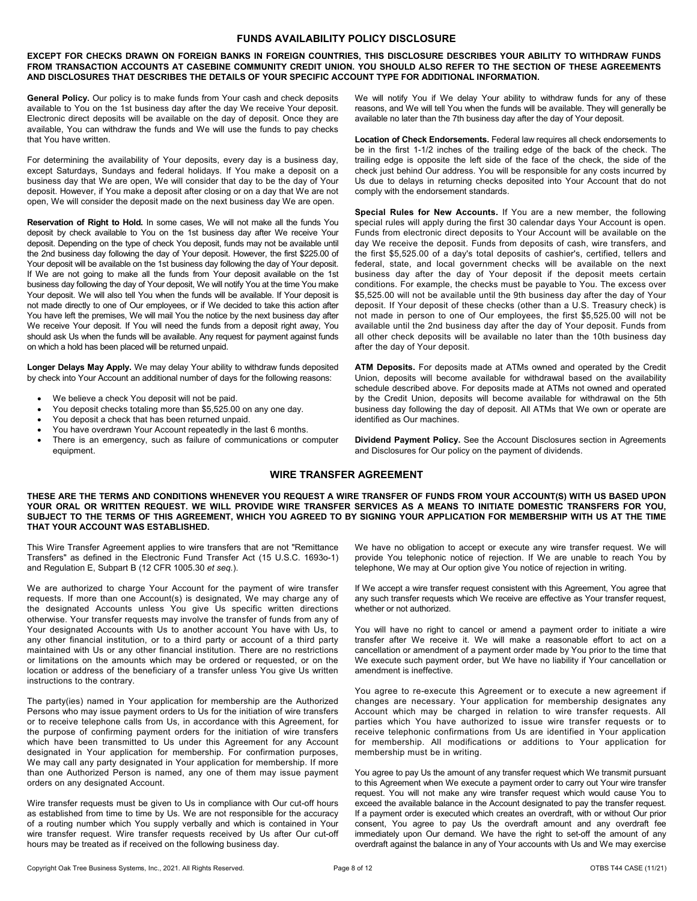## FUNDS AVAILABILITY POLICY DISCLOSURE

**EXCEPT FOR CHECKS DRAWN ON FOREIGN BANKS IN FOREIGN COUNTRIES, THIS DISCLOSURE DESCRIBES YOUR ABILITY TO WITHDRAW FUNDS FROM TRANSACTION ACCOUNTS AT CASEBINE COMMUNITY CREDIT UNION. YOU SHOULD ALSO REFER TO THE SECTION OF THESE AGREEMENTS AND DISCLOSURES THAT DESCRIBES THE DETAILS OF YOUR SPECIFIC ACCOUNT TYPE FOR ADDITIONAL INFORMATION.**

**General Policy.** Our policy is to make funds from Your cash and check deposits available to You on the 1st business day after the day We receive Your deposit. Electronic direct deposits will be available on the day of deposit. Once they are available, You can withdraw the funds and We will use the funds to pay checks that You have written.

For determining the availability of Your deposits, every day is a business day, except Saturdays, Sundays and federal holidays. If You make a deposit on a business day that We are open, We will consider that day to be the day of Your deposit. However, if You make a deposit after closing or on a day that We are not open, We will consider the deposit made on the next business day We are open.

**Reservation of Right to Hold.** In some cases, We will not make all the funds You deposit by check available to You on the 1st business day after We receive Your deposit. Depending on the type of check You deposit, funds may not be available until the 2nd business day following the day of Your deposit. However, the first $225.00 of Your deposit will be available on the 1st business day following the day of Your deposit. If We are not going to make all the funds from Your deposit available on the 1st business day following the day of Your deposit, We will notify You at the time You make Your deposit. We will also tell You when the funds will be available. If Your deposit is not made directly to one of Our employees, or if We decided to take this action after You have left the premises, We will mail You the notice by the next business day after We receive Your deposit. If You will need the funds from a deposit right away, You should ask Us when the funds will be available. Any request for payment against funds on which a hold has been placed will be returned unpaid.

**Longer Delays May Apply.** We may delay Your ability to withdraw funds deposited by check into Your Account an additional number of days for the following reasons:

- We believe a check You deposit will not be paid.
- You deposit checks totaling more than $5,525.00 on any one day.
- You deposit a check that has been returned unpaid.
- You have overdrawn Your Account repeatedly in the last 6 months.
- There is an emergency, such as failure of communications or computer equipment.

We will notify You if We delay Your ability to withdraw funds for any of these reasons, and We will tell You when the funds will be available. They will generally be available no later than the 7th business day after the day of Your deposit.

**Location of Check Endorsements.** Federal law requires all check endorsements to be in the first 1-1/2 inches of the trailing edge of the back of the check. The trailing edge is opposite the left side of the face of the check, the side of the check just behind Our address. You will be responsible for any costs incurred by Us due to delays in returning checks deposited into Your Account that do not comply with the endorsement standards.

**Special Rules for New Accounts.** If You are a new member, the following special rules will apply during the first 30 calendar days Your Account is open. Funds from electronic direct deposits to Your Account will be available on the day We receive the deposit. Funds from deposits of cash, wire transfers, and the first $5,525.00 of a day's total deposits of cashier's, certified, tellers and federal, state, and local government checks will be available on the next business day after the day of Your deposit if the deposit meets certain conditions. For example, the checks must be payable to You. The excess over $5,525.00 will not be available until the 9th business day after the day of Your deposit. If Your deposit of these checks (other than a U.S. Treasury check) is not made in person to one of Our employees, the first $5,525.00 will not be available until the 2nd business day after the day of Your deposit. Funds from all other check deposits will be available no later than the 10th business day after the day of Your deposit.

**ATM Deposits.** For deposits made at ATMs owned and operated by the Credit Union, deposits will become available for withdrawal based on the availability schedule described above. For deposits made at ATMs not owned and operated by the Credit Union, deposits will become available for withdrawal on the 5th business day following the day of deposit. All ATMs that We own or operate are identified as Our machines.

**Dividend Payment Policy.** See the Account Disclosures section in Agreements and Disclosures for Our policy on the payment of dividends.

## WIRE TRANSFER AGREEMENT

**THESE ARE THE TERMS AND CONDITIONS WHENEVER YOU REQUEST A WIRE TRANSFER OF FUNDS FROM YOUR ACCOUNT(S) WITH US BASED UPON YOUR ORAL OR WRITTEN REQUEST. WE WILL PROVIDE WIRE TRANSFER SERVICES AS A MEANS TO INITIATE DOMESTIC TRANSFERS FOR YOU, SUBJECT TO THE TERMS OF THIS AGREEMENT, WHICH YOU AGREED TO BY SIGNING YOUR APPLICATION FOR MEMBERSHIP WITH US AT THE TIME THAT YOUR ACCOUNT WAS ESTABLISHED.**

This Wire Transfer Agreement applies to wire transfers that are not "Remittance Transfers" as defined in the Electronic Fund Transfer Act (15 U.S.C. 1693o-1) and Regulation E, Subpart B (12 CFR 1005.30 *et seq.*).

We are authorized to charge Your Account for the payment of wire transfer requests. If more than one Account(s) is designated, We may charge any of the designated Accounts unless You give Us specific written directions otherwise. Your transfer requests may involve the transfer of funds from any of Your designated Accounts with Us to another account You have with Us, to any other financial institution, or to a third party or account of a third party maintained with Us or any other financial institution. There are no restrictions or limitations on the amounts which may be ordered or requested, or on the location or address of the beneficiary of a transfer unless You give Us written instructions to the contrary.

The party(ies) named in Your application for membership are the Authorized Persons who may issue payment orders to Us for the initiation of wire transfers or to receive telephone calls from Us, in accordance with this Agreement, for the purpose of confirming payment orders for the initiation of wire transfers which have been transmitted to Us under this Agreement for any Account designated in Your application for membership. For confirmation purposes, We may call any party designated in Your application for membership. If more than one Authorized Person is named, any one of them may issue payment orders on any designated Account.

Wire transfer requests must be given to Us in compliance with Our cut-off hours as established from time to time by Us. We are not responsible for the accuracy of a routing number which You supply verbally and which is contained in Your wire transfer request. Wire transfer requests received by Us after Our cut-off hours may be treated as if received on the following business day.

We have no obligation to accept or execute any wire transfer request. We will provide You telephonic notice of rejection. If We are unable to reach You by telephone, We may at Our option give You notice of rejection in writing.

If We accept a wire transfer request consistent with this Agreement, You agree that any such transfer requests which We receive are effective as Your transfer request, whether or not authorized.

You will have no right to cancel or amend a payment order to initiate a wire transfer after We receive it. We will make a reasonable effort to act on a cancellation or amendment of a payment order made by You prior to the time that We execute such payment order, but We have no liability if Your cancellation or amendment is ineffective.

You agree to re-execute this Agreement or to execute a new agreement if changes are necessary. Your application for membership designates any Account which may be charged in relation to wire transfer requests. All parties which You have authorized to issue wire transfer requests or to receive telephonic confirmations from Us are identified in Your application for membership. All modifications or additions to Your application for membership must be in writing.

You agree to pay Us the amount of any transfer request which We transmit pursuant to this Agreement when We execute a payment order to carry out Your wire transfer request. You will not make any wire transfer request which would cause You to exceed the available balance in the Account designated to pay the transfer request. If a payment order is executed which creates an overdraft, with or without Our prior consent, You agree to pay Us the overdraft amount and any overdraft fee immediately upon Our demand. We have the right to set-off the amount of any overdraft against the balance in any of Your accounts with Us and We may exercise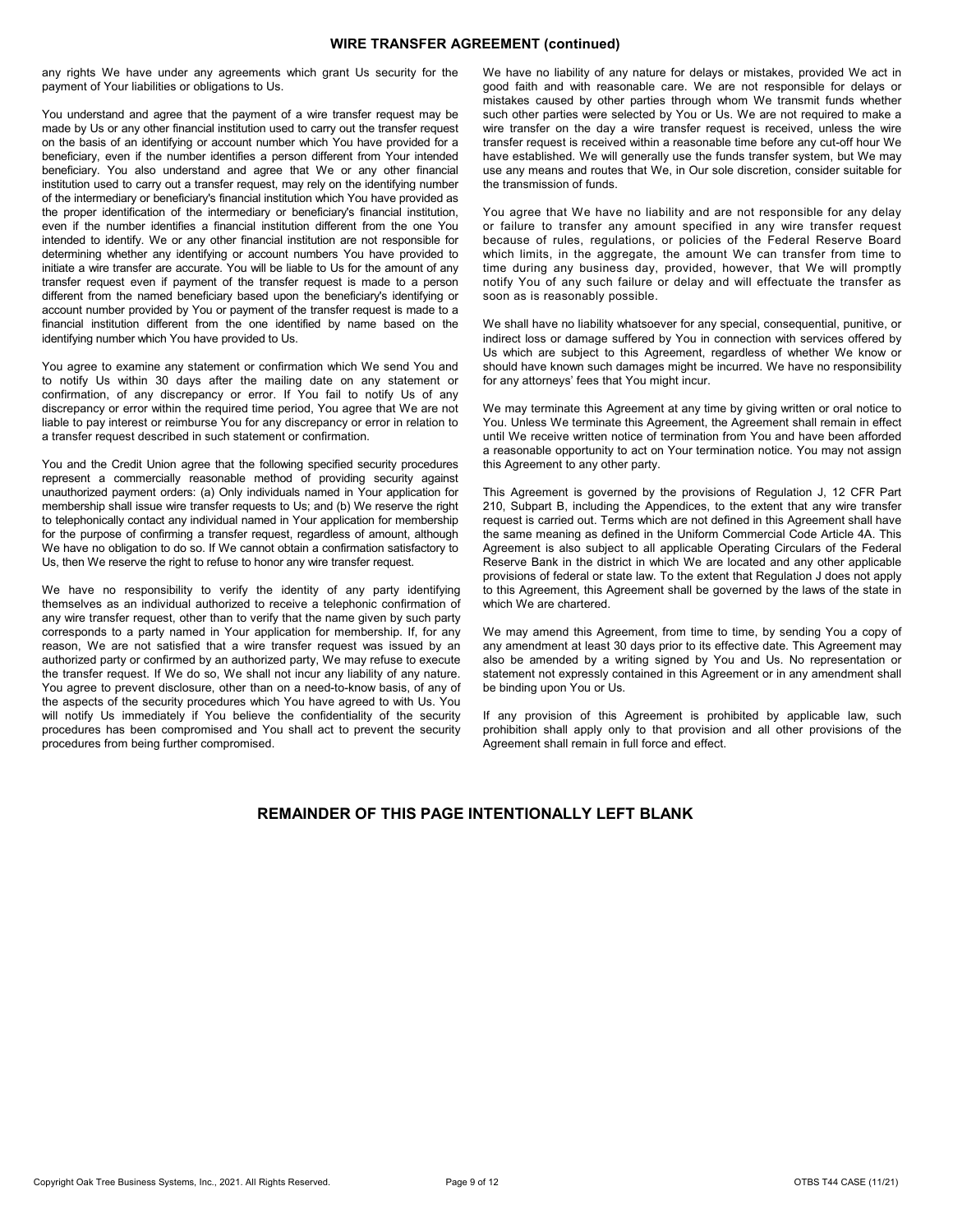## WIRE TRANSFER AGREEMENT (continued)

any rights We have under any agreements which grant Us security for the payment of Your liabilities or obligations to Us.

You understand and agree that the payment of a wire transfer request may be made by Us or any other financial institution used to carry out the transfer request on the basis of an identifying or account number which You have provided for a beneficiary, even if the number identifies a person different from Your intended beneficiary. You also understand and agree that We or any other financial institution used to carry out a transfer request, may rely on the identifying number of the intermediary or beneficiary's financial institution which You have provided as the proper identification of the intermediary or beneficiary's financial institution, even if the number identifies a financial institution different from the one You intended to identify. We or any other financial institution are not responsible for determining whether any identifying or account numbers You have provided to initiate a wire transfer are accurate. You will be liable to Us for the amount of any transfer request even if payment of the transfer request is made to a person different from the named beneficiary based upon the beneficiary's identifying or account number provided by You or payment of the transfer request is made to a financial institution different from the one identified by name based on the identifying number which You have provided to Us.

You agree to examine any statement or confirmation which We send You and to notify Us within 30 days after the mailing date on any statement or confirmation, of any discrepancy or error. If You fail to notify Us of any discrepancy or error within the required time period, You agree that We are not liable to pay interest or reimburse You for any discrepancy or error in relation to a transfer request described in such statement or confirmation.

You and the Credit Union agree that the following specified security procedures represent a commercially reasonable method of providing security against unauthorized payment orders: (a) Only individuals named in Your application for membership shall issue wire transfer requests to Us; and (b) We reserve the right to telephonically contact any individual named in Your application for membership for the purpose of confirming a transfer request, regardless of amount, although We have no obligation to do so. If We cannot obtain a confirmation satisfactory to Us, then We reserve the right to refuse to honor any wire transfer request.

We have no responsibility to verify the identity of any party identifying themselves as an individual authorized to receive a telephonic confirmation of any wire transfer request, other than to verify that the name given by such party corresponds to a party named in Your application for membership. If, for any reason, We are not satisfied that a wire transfer request was issued by an authorized party or confirmed by an authorized party, We may refuse to execute the transfer request. If We do so, We shall not incur any liability of any nature. You agree to prevent disclosure, other than on a need-to-know basis, of any of the aspects of the security procedures which You have agreed to with Us. You will notify Us immediately if You believe the confidentiality of the security procedures has been compromised and You shall act to prevent the security procedures from being further compromised.

We have no liability of any nature for delays or mistakes, provided We act in good faith and with reasonable care. We are not responsible for delays or mistakes caused by other parties through whom We transmit funds whether such other parties were selected by You or Us. We are not required to make a wire transfer on the day a wire transfer request is received, unless the wire transfer request is received within a reasonable time before any cut-off hour We have established. We will generally use the funds transfer system, but We may use any means and routes that We, in Our sole discretion, consider suitable for the transmission of funds.

You agree that We have no liability and are not responsible for any delay or failure to transfer any amount specified in any wire transfer request because of rules, regulations, or policies of the Federal Reserve Board which limits, in the aggregate, the amount We can transfer from time to time during any business day, provided, however, that We will promptly notify You of any such failure or delay and will effectuate the transfer as soon as is reasonably possible.

We shall have no liability whatsoever for any special, consequential, punitive, or indirect loss or damage suffered by You in connection with services offered by Us which are subject to this Agreement, regardless of whether We know or should have known such damages might be incurred. We have no responsibility for any attorneys' fees that You might incur.

We may terminate this Agreement at any time by giving written or oral notice to You. Unless We terminate this Agreement, the Agreement shall remain in effect until We receive written notice of termination from You and have been afforded a reasonable opportunity to act on Your termination notice. You may not assign this Agreement to any other party.

This Agreement is governed by the provisions of Regulation J, 12 CFR Part 210, Subpart B, including the Appendices, to the extent that any wire transfer request is carried out. Terms which are not defined in this Agreement shall have the same meaning as defined in the Uniform Commercial Code Article 4A. This Agreement is also subject to all applicable Operating Circulars of the Federal Reserve Bank in the district in which We are located and any other applicable provisions of federal or state law. To the extent that Regulation J does not apply to this Agreement, this Agreement shall be governed by the laws of the state in which We are chartered.

We may amend this Agreement, from time to time, by sending You a copy of any amendment at least 30 days prior to its effective date. This Agreement may also be amended by a writing signed by You and Us. No representation or statement not expressly contained in this Agreement or in any amendment shall be binding upon You or Us.

If any provision of this Agreement is prohibited by applicable law, such prohibition shall apply only to that provision and all other provisions of the Agreement shall remain in full force and effect.

**REMAINDER OF THIS PAGE INTENTIONALLY LEFT BLANK**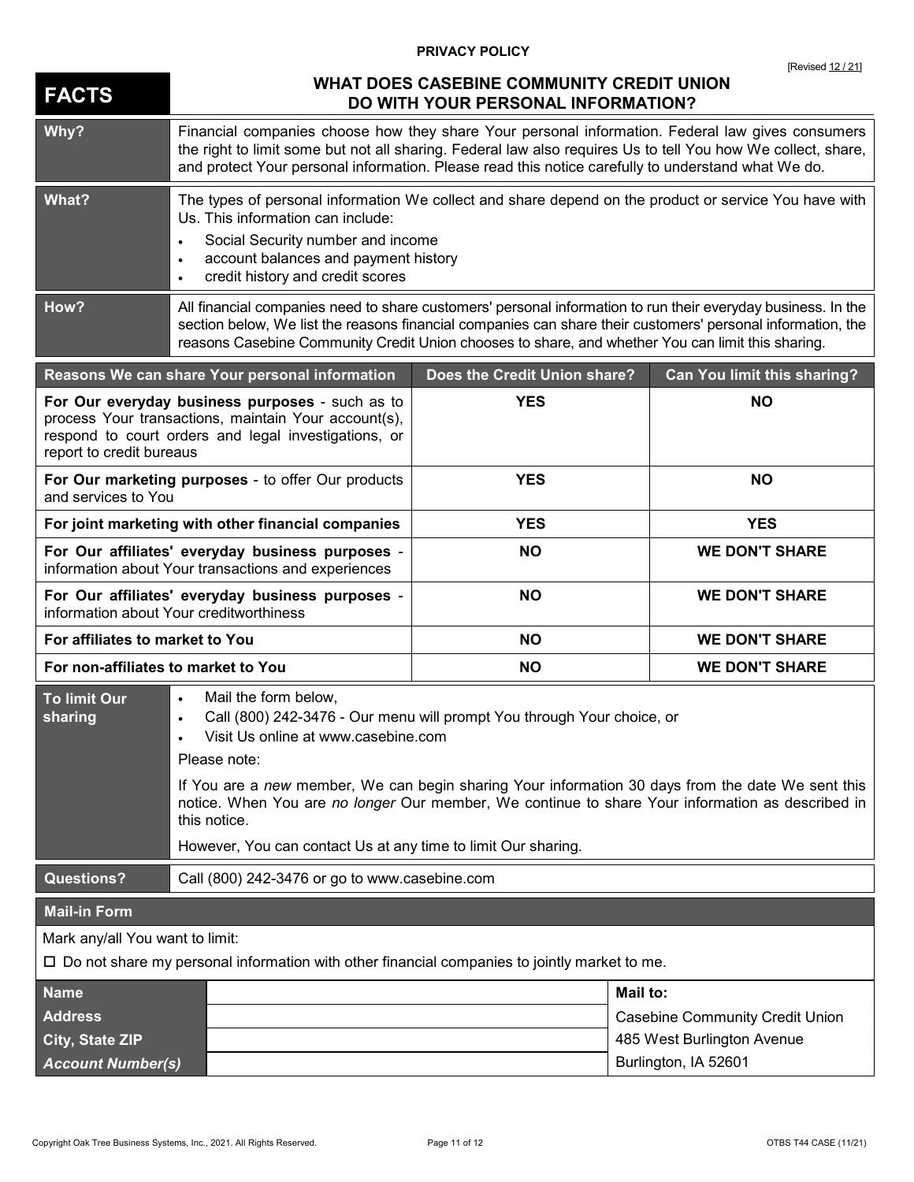**PRIVACY POLICY**

[Revised 12 / 21]

# FACTS — WHAT DOES CASEBINE COMMUNITY CREDIT UNION DO WITH YOUR PERSONAL INFORMATION?

| | |
|---|---|
| **Why?** | Financial companies choose how they share Your personal information. Federal law gives consumers the right to limit some but not all sharing. Federal law also requires Us to tell You how We collect, share, and protect Your personal information. Please read this notice carefully to understand what We do. |
| **What?** | The types of personal information We collect and share depend on the product or service You have with Us. This information can include:<br>• Social Security number and income<br>• account balances and payment history<br>• credit history and credit scores |
| **How?** | All financial companies need to share customers' personal information to run their everyday business. In the section below, We list the reasons financial companies can share their customers' personal information, the reasons Casebine Community Credit Union chooses to share, and whether You can limit this sharing. |

| Reasons We can share Your personal information | Does the Credit Union share? | Can You limit this sharing? |
|---|---|---|
| **For Our everyday business purposes** - such as to process Your transactions, maintain Your account(s), respond to court orders and legal investigations, or report to credit bureaus | **YES** | **NO** |
| **For Our marketing purposes** - to offer Our products and services to You | **YES** | **NO** |
| **For joint marketing with other financial companies** | **YES** | **YES** |
| **For Our affiliates' everyday business purposes** - information about Your transactions and experiences | **NO** | **WE DON'T SHARE** |
| **For Our affiliates' everyday business purposes** - information about Your creditworthiness | **NO** | **WE DON'T SHARE** |
| **For affiliates to market to You** | **NO** | **WE DON'T SHARE** |
| **For non-affiliates to market to You** | **NO** | **WE DON'T SHARE** |

| | |
|---|---|
| **To limit Our sharing** | • Mail the form below,<br>• Call (800) 242-3476 - Our menu will prompt You through Your choice, or<br>• Visit Us online at www.casebine.com<br><br>Please note:<br><br>If You are a *new* member, We can begin sharing Your information 30 days from the date We sent this notice. When You are *no longer* Our member, We continue to share Your information as described in this notice.<br><br>However, You can contact Us at any time to limit Our sharing. |
| **Questions?** | Call (800) 242-3476 or go to www.casebine.com |

**Mail-in Form**

Mark any/all You want to limit:

☐ Do not share my personal information with other financial companies to jointly market to me.

| | | |
|---|---|---|
| **Name** | | **Mail to:** |
| **Address** | | Casebine Community Credit Union |
| **City, State ZIP** | | 485 West Burlington Avenue |
| ***Account Number(s)*** | | Burlington, IA 52601 |

Copyright Oak Tree Business Systems, Inc., 2021. All Rights Reserved. OTBS T44 CASE (11/21)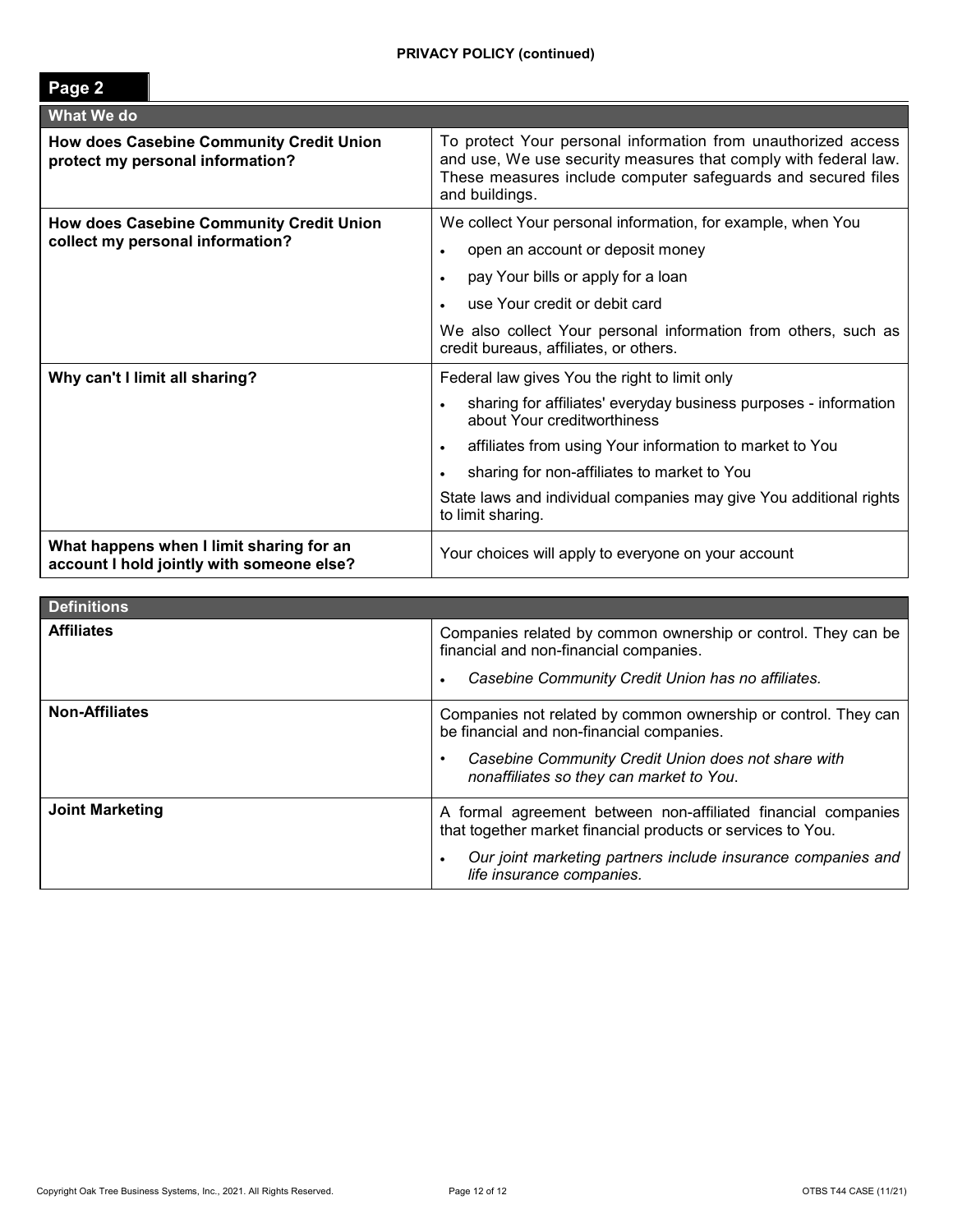**PRIVACY POLICY (continued)**

## Page 2

| What We do | |
|---|---|
| **How does Casebine Community Credit Union protect my personal information?** | To protect Your personal information from unauthorized access and use, We use security measures that comply with federal law. These measures include computer safeguards and secured files and buildings. |
| **How does Casebine Community Credit Union collect my personal information?** | We collect Your personal information, for example, when You<br>• open an account or deposit money<br>• pay Your bills or apply for a loan<br>• use Your credit or debit card<br>We also collect Your personal information from others, such as credit bureaus, affiliates, or others. |
| **Why can't I limit all sharing?** | Federal law gives You the right to limit only<br>• sharing for affiliates' everyday business purposes - information about Your creditworthiness<br>• affiliates from using Your information to market to You<br>• sharing for non-affiliates to market to You<br>State laws and individual companies may give You additional rights to limit sharing. |
| **What happens when I limit sharing for an account I hold jointly with someone else?** | Your choices will apply to everyone on your account |

| Definitions | |
|---|---|
| **Affiliates** | Companies related by common ownership or control. They can be financial and non-financial companies.<br>• *Casebine Community Credit Union has no affiliates.* |
| **Non-Affiliates** | Companies not related by common ownership or control. They can be financial and non-financial companies.<br>• *Casebine Community Credit Union does not share with nonaffiliates so they can market to You.* |
| **Joint Marketing** | A formal agreement between non-affiliated financial companies that together market financial products or services to You.<br>• *Our joint marketing partners include insurance companies and life insurance companies.* |

Copyright Oak Tree Business Systems, Inc., 2021. All Rights Reserved. OTBS T44 CASE (11/21)